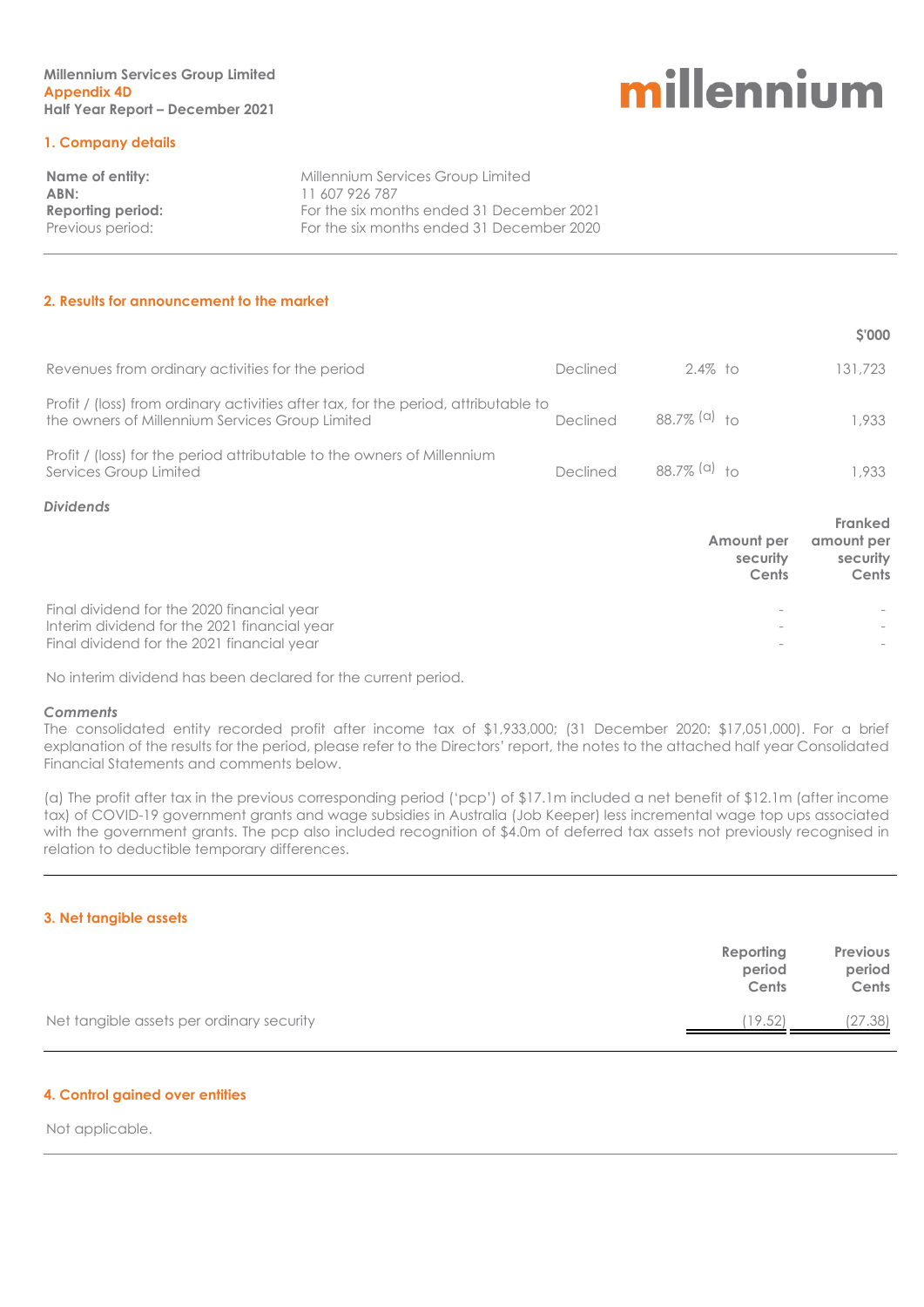**Millennium Services Group Limited**
**Appendix 4D**
**Half Year Report – December 2021**

millennium

## 1. Company details

| | |
|---|---|
| **Name of entity:** | Millennium Services Group Limited |
| **ABN:** | 11 607 926 787 |
| **Reporting period:** | For the six months ended 31 December 2021 |
| Previous period: | For the six months ended 31 December 2020 |

## 2. Results for announcement to the market

| | | | | $'000 |
|---|---|---|---|---|
| Revenues from ordinary activities for the period | Declined | 2.4% | to | 131,723 |
| Profit / (loss) from ordinary activities after tax, for the period, attributable to the owners of Millennium Services Group Limited | Declined | 88.7% [(a)] | to | 1,933 |
| Profit / (loss) for the period attributable to the owners of Millennium Services Group Limited | Declined | 88.7% [(a)] | to | 1,933 |

### *Dividends*

| | Amount per security Cents | Franked amount per security Cents |
|---|---|---|
| Final dividend for the 2020 financial year | - | - |
| Interim dividend for the 2021 financial year | - | - |
| Final dividend for the 2021 financial year | - | - |

No interim dividend has been declared for the current period.

***Comments***

The consolidated entity recorded profit after income tax of $1,933,000; (31 December 2020: $17,051,000). For a brief explanation of the results for the period, please refer to the Directors' report, the notes to the attached half year Consolidated Financial Statements and comments below.

(a) The profit after tax in the previous corresponding period ('pcp') of $17.1m included a net benefit of $12.1m (after income tax) of COVID-19 government grants and wage subsidies in Australia (Job Keeper) less incremental wage top ups associated with the government grants. The pcp also included recognition of $4.0m of deferred tax assets not previously recognised in relation to deductible temporary differences.

## 3. Net tangible assets

| | Reporting period Cents | Previous period Cents |
|---|---|---|
| Net tangible assets per ordinary security | (19.52) | (27.38) |

## 4. Control gained over entities

Not applicable.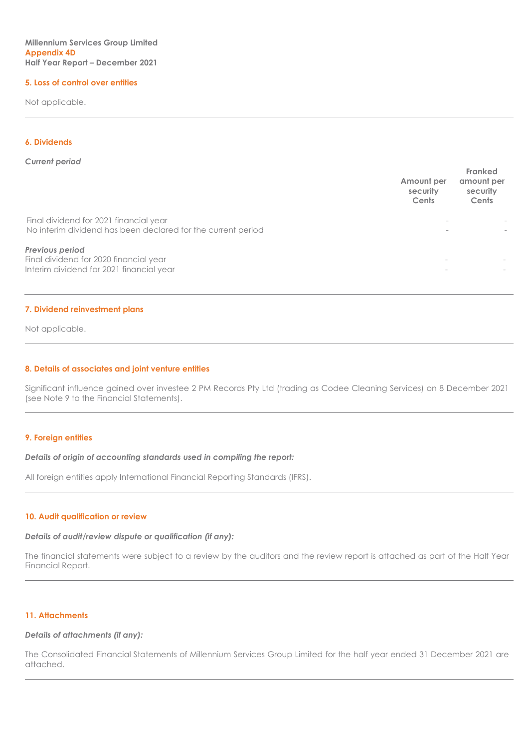## 5. Loss of control over entities

Not applicable.

## 6. Dividends

*Current period*

| | Amount per security Cents | Franked amount per security Cents |
|---|---|---|
| Final dividend for 2021 financial year | - | - |
| No interim dividend has been declared for the current period | - | - |
| ***Previous period*** | | |
| Final dividend for 2020 financial year | - | - |
| Interim dividend for 2021 financial year | - | - |

## 7. Dividend reinvestment plans

Not applicable.

## 8. Details of associates and joint venture entities

Significant influence gained over investee 2 PM Records Pty Ltd (trading as Codee Cleaning Services) on 8 December 2021 (see Note 9 to the Financial Statements).

## 9. Foreign entities

***Details of origin of accounting standards used in compiling the report:***

All foreign entities apply International Financial Reporting Standards (IFRS).

## 10. Audit qualification or review

***Details of audit/review dispute or qualification (if any):***

The financial statements were subject to a review by the auditors and the review report is attached as part of the Half Year Financial Report.

## 11. Attachments

***Details of attachments (if any):***

The Consolidated Financial Statements of Millennium Services Group Limited for the half year ended 31 December 2021 are attached.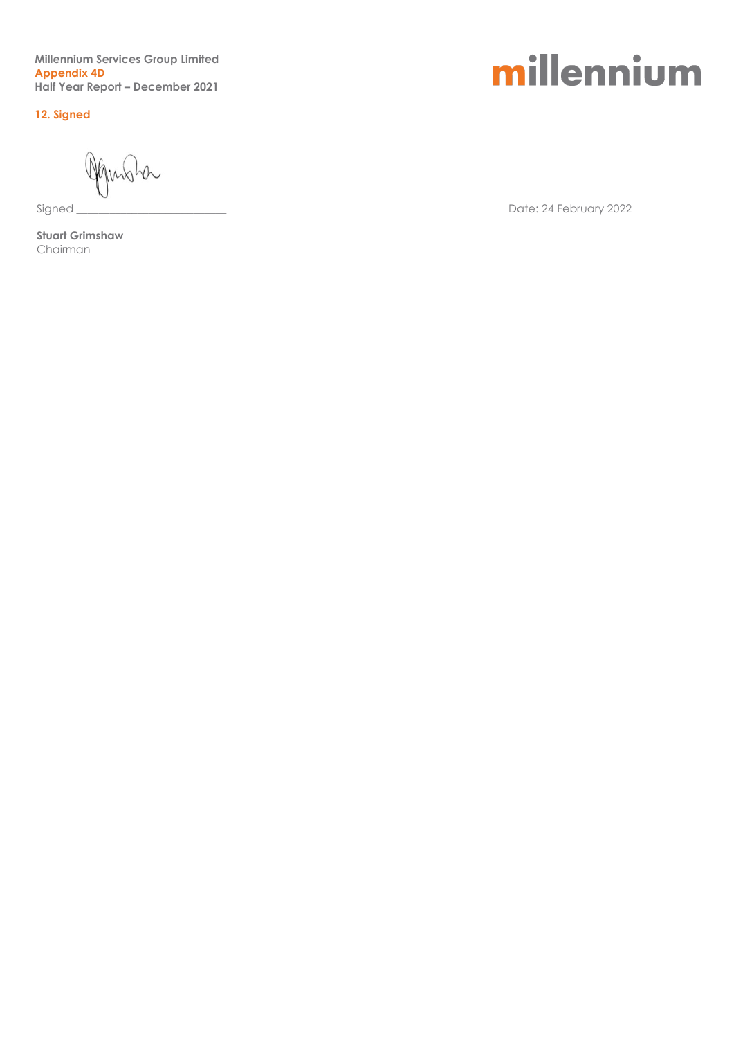## 12. Signed

Signed ________________________

Date: 24 February 2022

**Stuart Grimshaw**
Chairman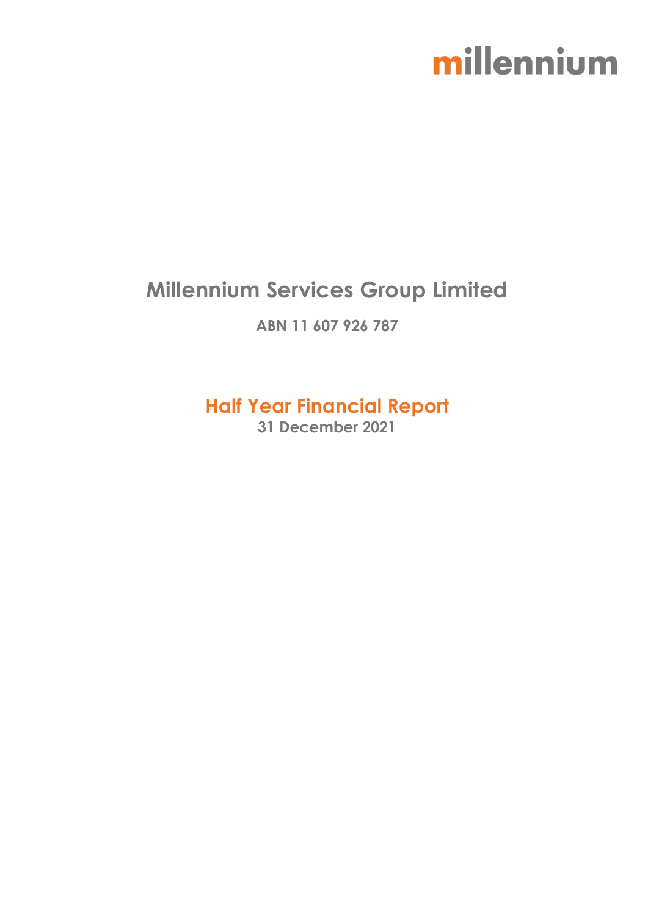millennium

# Millennium Services Group Limited

**ABN 11 607 926 787**

## Half Year Financial Report

**31 December 2021**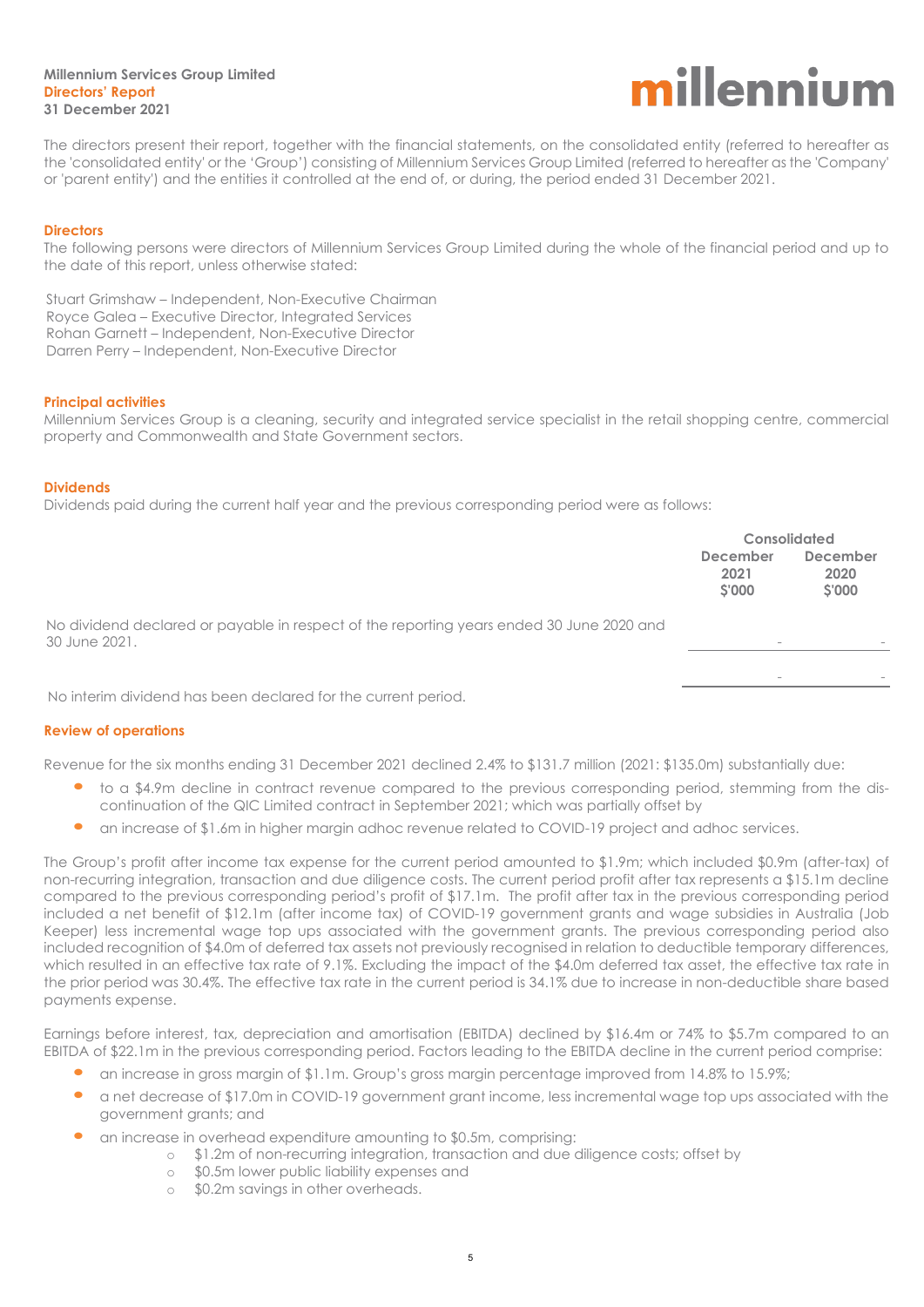The directors present their report, together with the financial statements, on the consolidated entity (referred to hereafter as the 'consolidated entity' or the 'Group') consisting of Millennium Services Group Limited (referred to hereafter as the 'Company' or 'parent entity') and the entities it controlled at the end of, or during, the period ended 31 December 2021.

## Directors

The following persons were directors of Millennium Services Group Limited during the whole of the financial period and up to the date of this report, unless otherwise stated:

Stuart Grimshaw – Independent, Non-Executive Chairman
Royce Galea – Executive Director, Integrated Services
Rohan Garnett – Independent, Non-Executive Director
Darren Perry – Independent, Non-Executive Director

## Principal activities

Millennium Services Group is a cleaning, security and integrated service specialist in the retail shopping centre, commercial property and Commonwealth and State Government sectors.

## Dividends

Dividends paid during the current half year and the previous corresponding period were as follows:

| | Consolidated | |
|---|---|---|
| | December 2021 $'000 | December 2020 $'000 |
| No dividend declared or payable in respect of the reporting years ended 30 June 2020 and 30 June 2021. | - | - |
| | - | - |

No interim dividend has been declared for the current period.

## Review of operations

Revenue for the six months ending 31 December 2021 declined 2.4% to $131.7 million (2021: $135.0m) substantially due:

- to a $4.9m decline in contract revenue compared to the previous corresponding period, stemming from the dis-continuation of the QIC Limited contract in September 2021; which was partially offset by
- an increase of $1.6m in higher margin adhoc revenue related to COVID-19 project and adhoc services.

The Group's profit after income tax expense for the current period amounted to $1.9m; which included $0.9m (after-tax) of non-recurring integration, transaction and due diligence costs. The current period profit after tax represents a $15.1m decline compared to the previous corresponding period's profit of $17.1m. The profit after tax in the previous corresponding period included a net benefit of $12.1m (after income tax) of COVID-19 government grants and wage subsidies in Australia (Job Keeper) less incremental wage top ups associated with the government grants. The previous corresponding period also included recognition of $4.0m of deferred tax assets not previously recognised in relation to deductible temporary differences, which resulted in an effective tax rate of 9.1%. Excluding the impact of the $4.0m deferred tax asset, the effective tax rate in the prior period was 30.4%. The effective tax rate in the current period is 34.1% due to increase in non-deductible share based payments expense.

Earnings before interest, tax, depreciation and amortisation (EBITDA) declined by $16.4m or 74% to $5.7m compared to an EBITDA of $22.1m in the previous corresponding period. Factors leading to the EBITDA decline in the current period comprise:

- an increase in gross margin of $1.1m. Group's gross margin percentage improved from 14.8% to 15.9%;
- a net decrease of $17.0m in COVID-19 government grant income, less incremental wage top ups associated with the government grants; and
- an increase in overhead expenditure amounting to $0.5m, comprising:
  - $1.2m of non-recurring integration, transaction and due diligence costs; offset by
  - $0.5m lower public liability expenses and
  - $0.2m savings in other overheads.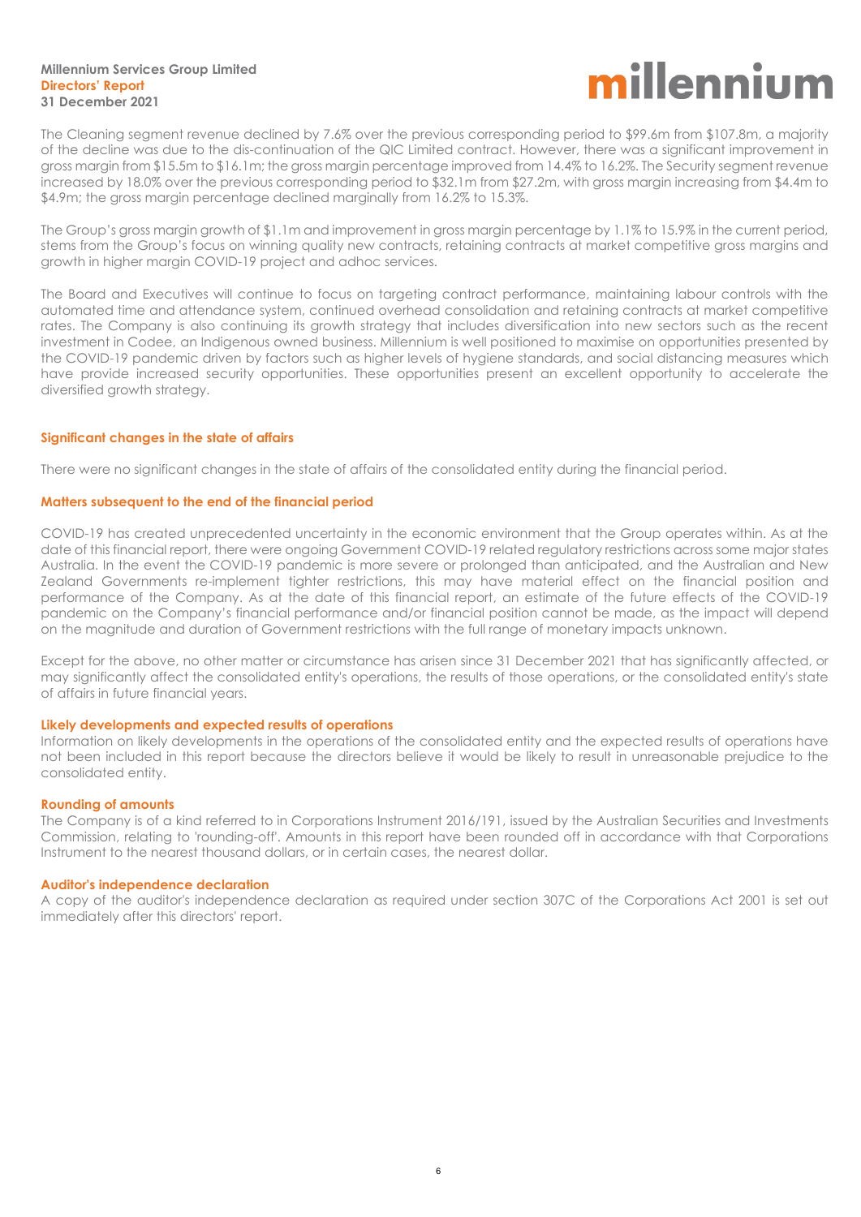The Cleaning segment revenue declined by 7.6% over the previous corresponding period to $99.6m from $107.8m, a majority of the decline was due to the dis-continuation of the QIC Limited contract. However, there was a significant improvement in gross margin from $15.5m to $16.1m; the gross margin percentage improved from 14.4% to 16.2%. The Security segment revenue increased by 18.0% over the previous corresponding period to $32.1m from $27.2m, with gross margin increasing from $4.4m to $4.9m; the gross margin percentage declined marginally from 16.2% to 15.3%.

The Group's gross margin growth of $1.1m and improvement in gross margin percentage by 1.1% to 15.9% in the current period, stems from the Group's focus on winning quality new contracts, retaining contracts at market competitive gross margins and growth in higher margin COVID-19 project and adhoc services.

The Board and Executives will continue to focus on targeting contract performance, maintaining labour controls with the automated time and attendance system, continued overhead consolidation and retaining contracts at market competitive rates. The Company is also continuing its growth strategy that includes diversification into new sectors such as the recent investment in Codee, an Indigenous owned business. Millennium is well positioned to maximise on opportunities presented by the COVID-19 pandemic driven by factors such as higher levels of hygiene standards, and social distancing measures which have provide increased security opportunities. These opportunities present an excellent opportunity to accelerate the diversified growth strategy.

## Significant changes in the state of affairs

There were no significant changes in the state of affairs of the consolidated entity during the financial period.

## Matters subsequent to the end of the financial period

COVID-19 has created unprecedented uncertainty in the economic environment that the Group operates within. As at the date of this financial report, there were ongoing Government COVID-19 related regulatory restrictions across some major states Australia. In the event the COVID-19 pandemic is more severe or prolonged than anticipated, and the Australian and New Zealand Governments re-implement tighter restrictions, this may have material effect on the financial position and performance of the Company. As at the date of this financial report, an estimate of the future effects of the COVID-19 pandemic on the Company's financial performance and/or financial position cannot be made, as the impact will depend on the magnitude and duration of Government restrictions with the full range of monetary impacts unknown.

Except for the above, no other matter or circumstance has arisen since 31 December 2021 that has significantly affected, or may significantly affect the consolidated entity's operations, the results of those operations, or the consolidated entity's state of affairs in future financial years.

## Likely developments and expected results of operations

Information on likely developments in the operations of the consolidated entity and the expected results of operations have not been included in this report because the directors believe it would be likely to result in unreasonable prejudice to the consolidated entity.

## Rounding of amounts

The Company is of a kind referred to in Corporations Instrument 2016/191, issued by the Australian Securities and Investments Commission, relating to 'rounding-off'. Amounts in this report have been rounded off in accordance with that Corporations Instrument to the nearest thousand dollars, or in certain cases, the nearest dollar.

## Auditor's independence declaration

A copy of the auditor's independence declaration as required under section 307C of the Corporations Act 2001 is set out immediately after this directors' report.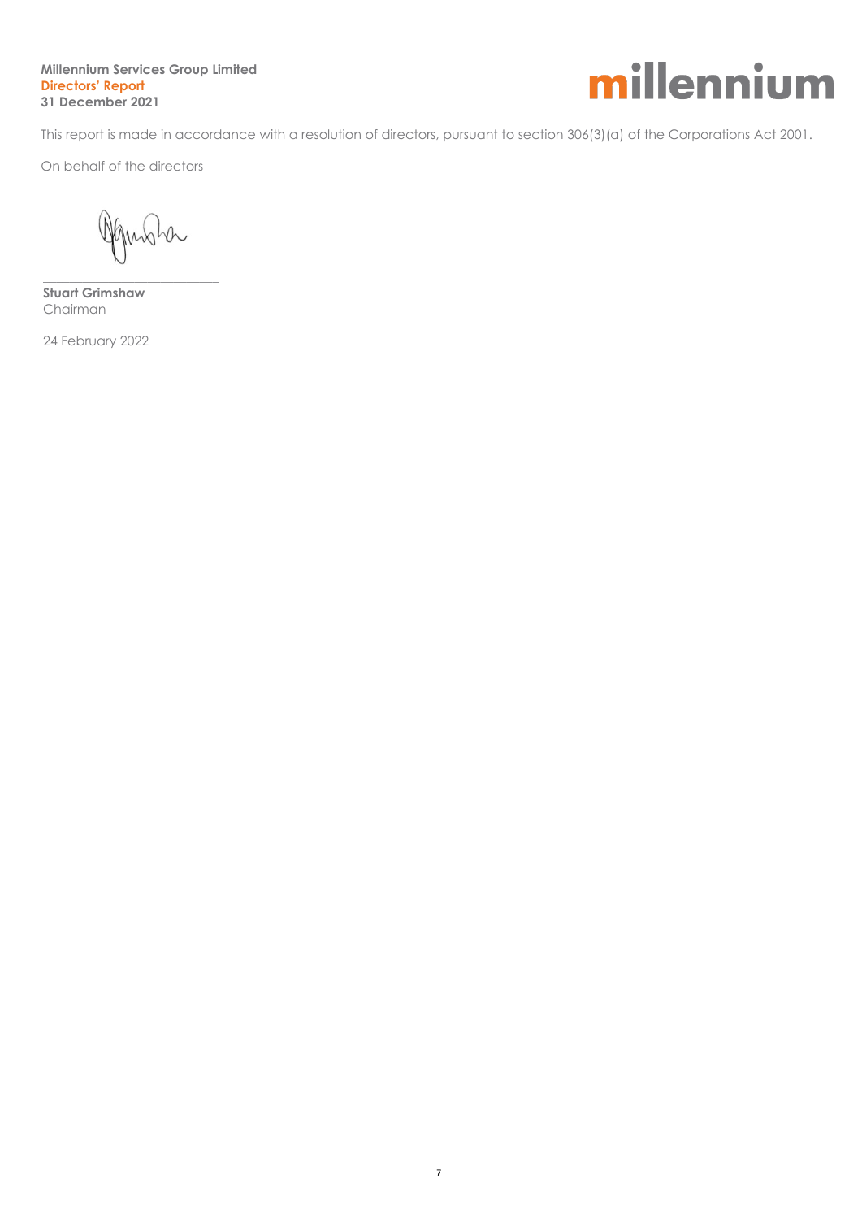This report is made in accordance with a resolution of directors, pursuant to section 306(3)(a) of the Corporations Act 2001.

On behalf of the directors

**Stuart Grimshaw**
Chairman

24 February 2022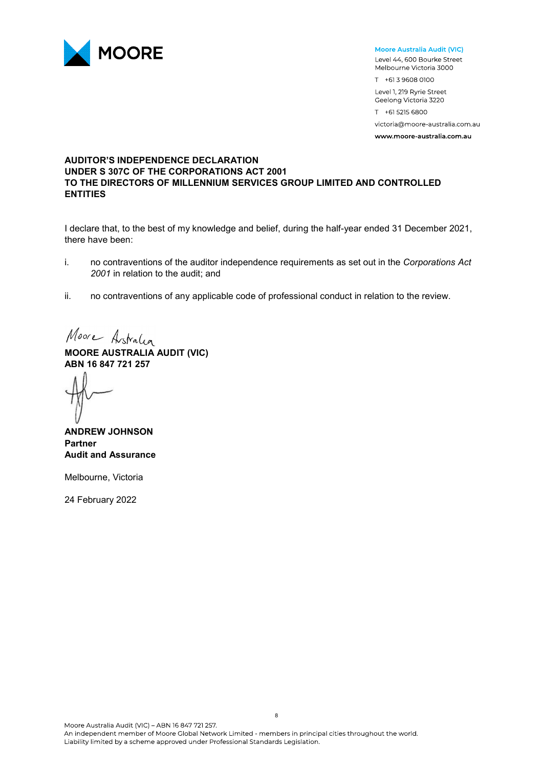**MOORE**

**Moore Australia Audit (VIC)**
Level 44, 600 Bourke Street
Melbourne Victoria 3000
T +61 3 9608 0100
Level 1, 219 Ryrie Street
Geelong Victoria 3220
T +61 5215 6800
victoria@moore-australia.com.au
**www.moore-australia.com.au**

**AUDITOR'S INDEPENDENCE DECLARATION**
**UNDER S 307C OF THE CORPORATIONS ACT 2001**
**TO THE DIRECTORS OF MILLENNIUM SERVICES GROUP LIMITED AND CONTROLLED ENTITIES**

I declare that, to the best of my knowledge and belief, during the half-year ended 31 December 2021, there have been:

i. no contraventions of the auditor independence requirements as set out in the *Corporations Act 2001* in relation to the audit; and

ii. no contraventions of any applicable code of professional conduct in relation to the review.

Moore Australia

**MOORE AUSTRALIA AUDIT (VIC)**
**ABN 16 847 721 257**

**ANDREW JOHNSON**
**Partner**
**Audit and Assurance**

Melbourne, Victoria

24 February 2022

Moore Australia Audit (VIC) – ABN 16 847 721 257.
An independent member of Moore Global Network Limited - members in principal cities throughout the world.
Liability limited by a scheme approved under Professional Standards Legislation.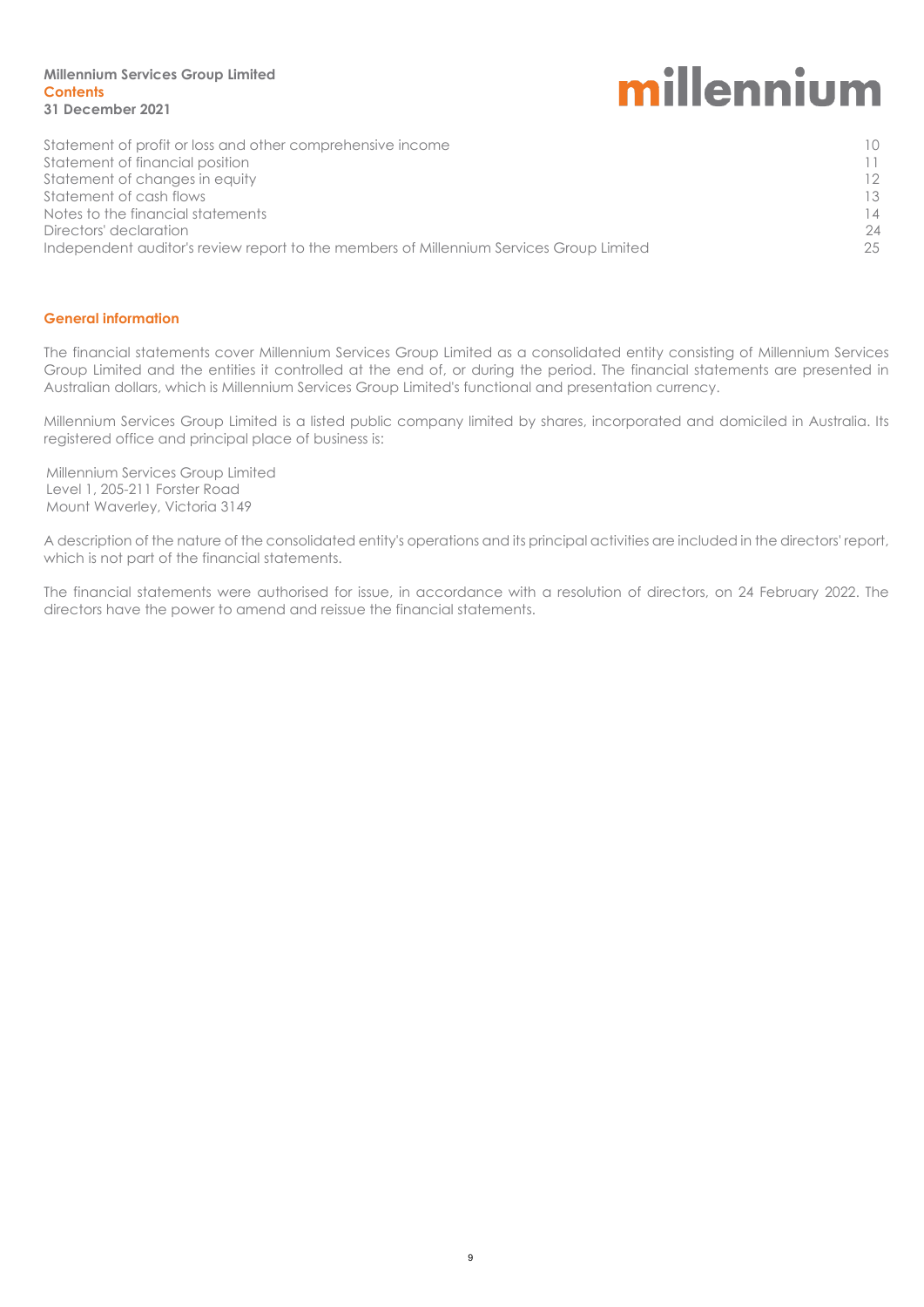**Millennium Services Group Limited**
**Contents**
**31 December 2021**

| | |
|---|---|
| Statement of profit or loss and other comprehensive income | 10 |
| Statement of financial position | 11 |
| Statement of changes in equity | 12 |
| Statement of cash flows | 13 |
| Notes to the financial statements | 14 |
| Directors' declaration | 24 |
| Independent auditor's review report to the members of Millennium Services Group Limited | 25 |

## General information

The financial statements cover Millennium Services Group Limited as a consolidated entity consisting of Millennium Services Group Limited and the entities it controlled at the end of, or during the period. The financial statements are presented in Australian dollars, which is Millennium Services Group Limited's functional and presentation currency.

Millennium Services Group Limited is a listed public company limited by shares, incorporated and domiciled in Australia. Its registered office and principal place of business is:

Millennium Services Group Limited
Level 1, 205-211 Forster Road
Mount Waverley, Victoria 3149

A description of the nature of the consolidated entity's operations and its principal activities are included in the directors' report, which is not part of the financial statements.

The financial statements were authorised for issue, in accordance with a resolution of directors, on 24 February 2022. The directors have the power to amend and reissue the financial statements.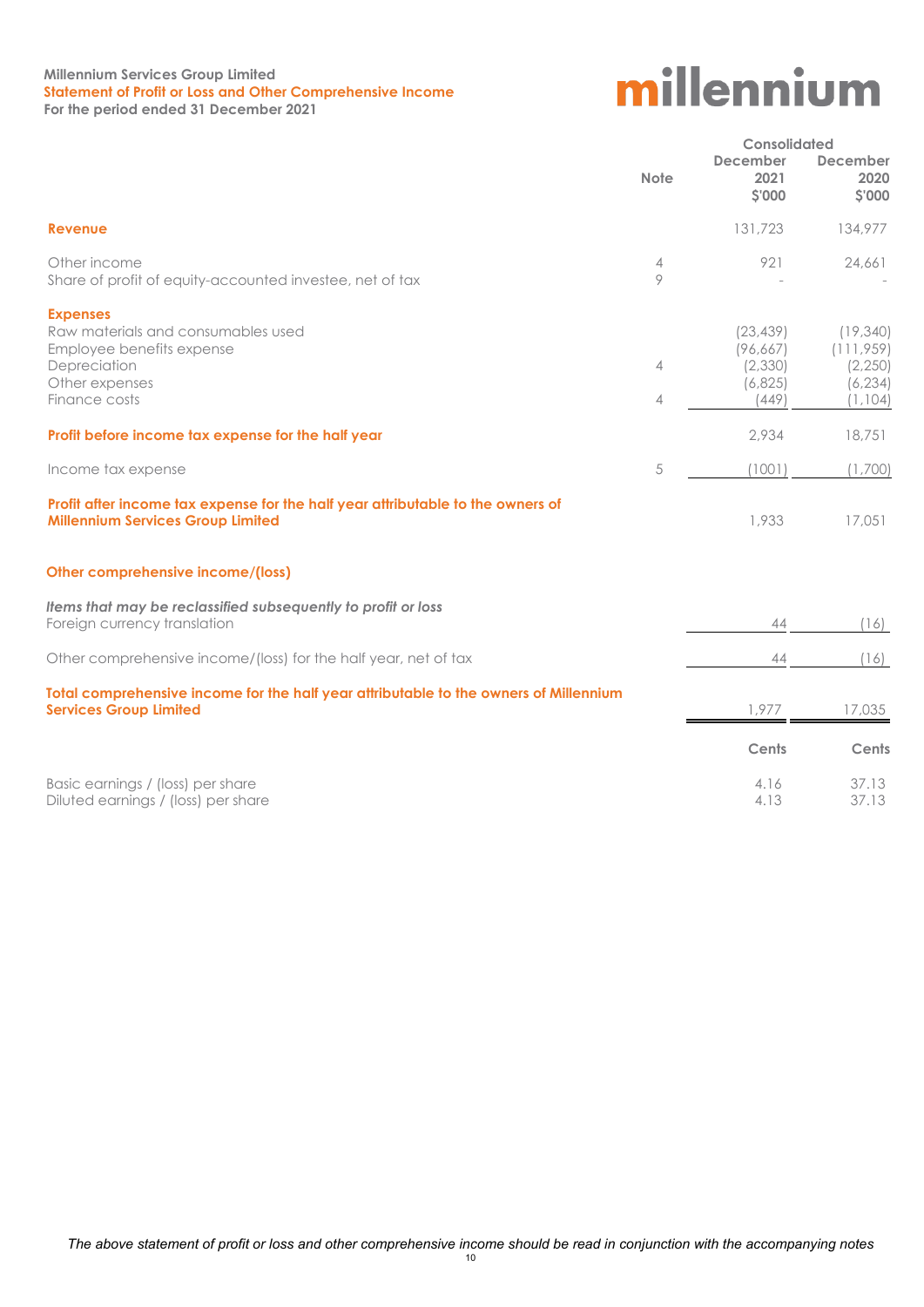**Millennium Services Group Limited**
**Statement of Profit or Loss and Other Comprehensive Income**
**For the period ended 31 December 2021**

millennium

| | Note | Consolidated December 2021 $'000 | Consolidated December 2020 $'000 |
|---|---|---|---|
| **Revenue** | | 131,723 | 134,977 |
| Other income | 4 | 921 | 24,661 |
| Share of profit of equity-accounted investee, net of tax | 9 | - | - |
| **Expenses** | | | |
| Raw materials and consumables used | | (23,439) | (19,340) |
| Employee benefits expense | | (96,667) | (111,959) |
| Depreciation | 4 | (2,330) | (2,250) |
| Other expenses | | (6,825) | (6,234) |
| Finance costs | 4 | (449) | (1,104) |
| **Profit before income tax expense for the half year** | | 2,934 | 18,751 |
| Income tax expense | 5 | (1001) | (1,700) |
| **Profit after income tax expense for the half year attributable to the owners of Millennium Services Group Limited** | | 1,933 | 17,051 |
| **Other comprehensive income/(loss)** | | | |
| ***Items that may be reclassified subsequently to profit or loss*** | | | |
| Foreign currency translation | | 44 | (16) |
| Other comprehensive income/(loss) for the half year, net of tax | | 44 | (16) |
| **Total comprehensive income for the half year attributable to the owners of Millennium Services Group Limited** | | 1,977 | 17,035 |
| | | **Cents** | **Cents** |
| Basic earnings / (loss) per share | | 4.16 | 37.13 |
| Diluted earnings / (loss) per share | | 4.13 | 37.13 |

*The above statement of profit or loss and other comprehensive income should be read in conjunction with the accompanying notes*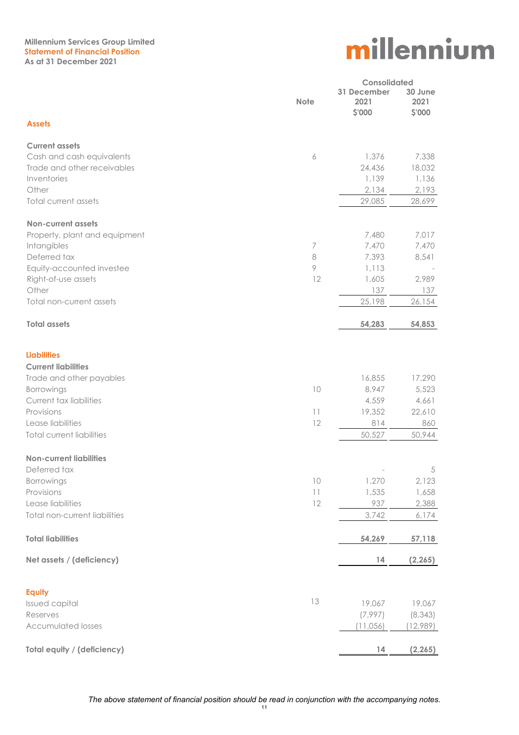**Millennium Services Group Limited**
**Statement of Financial Position**
**As at 31 December 2021**

millennium

| | Note | Consolidated | |
|---|---|---|---|
| | | 31 December 2021 $'000 | 30 June 2021 $'000 |
| **Assets** | | | |
| **Current assets** | | | |
| Cash and cash equivalents | 6 | 1,376 | 7,338 |
| Trade and other receivables | | 24,436 | 18,032 |
| Inventories | | 1,139 | 1,136 |
| Other | | 2,134 | 2,193 |
| Total current assets | | 29,085 | 28,699 |
| **Non-current assets** | | | |
| Property, plant and equipment | | 7,480 | 7,017 |
| Intangibles | 7 | 7,470 | 7,470 |
| Deferred tax | 8 | 7,393 | 8,541 |
| Equity-accounted investee | 9 | 1,113 | - |
| Right-of-use assets | 12 | 1,605 | 2,989 |
| Other | | 137 | 137 |
| Total non-current assets | | 25,198 | 26,154 |
| **Total assets** | | **54,283** | **54,853** |
| **Liabilities** | | | |
| **Current liabilities** | | | |
| Trade and other payables | | 16,855 | 17,290 |
| Borrowings | 10 | 8,947 | 5,523 |
| Current tax liabilities | | 4,559 | 4,661 |
| Provisions | 11 | 19,352 | 22,610 |
| Lease liabilities | 12 | 814 | 860 |
| Total current liabilities | | 50,527 | 50,944 |
| **Non-current liabilities** | | | |
| Deferred tax | | - | 5 |
| Borrowings | 10 | 1,270 | 2,123 |
| Provisions | 11 | 1,535 | 1,658 |
| Lease liabilities | 12 | 937 | 2,388 |
| Total non-current liabilities | | 3,742 | 6,174 |
| **Total liabilities** | | **54,269** | **57,118** |
| **Net assets / (deficiency)** | | **14** | **(2,265)** |
| **Equity** | | | |
| Issued capital | 13 | 19,067 | 19,067 |
| Reserves | | (7,997) | (8,343) |
| Accumulated losses | | (11,056) | (12,989) |
| **Total equity / (deficiency)** | | **14** | **(2,265)** |

*The above statement of financial position should be read in conjunction with the accompanying notes.*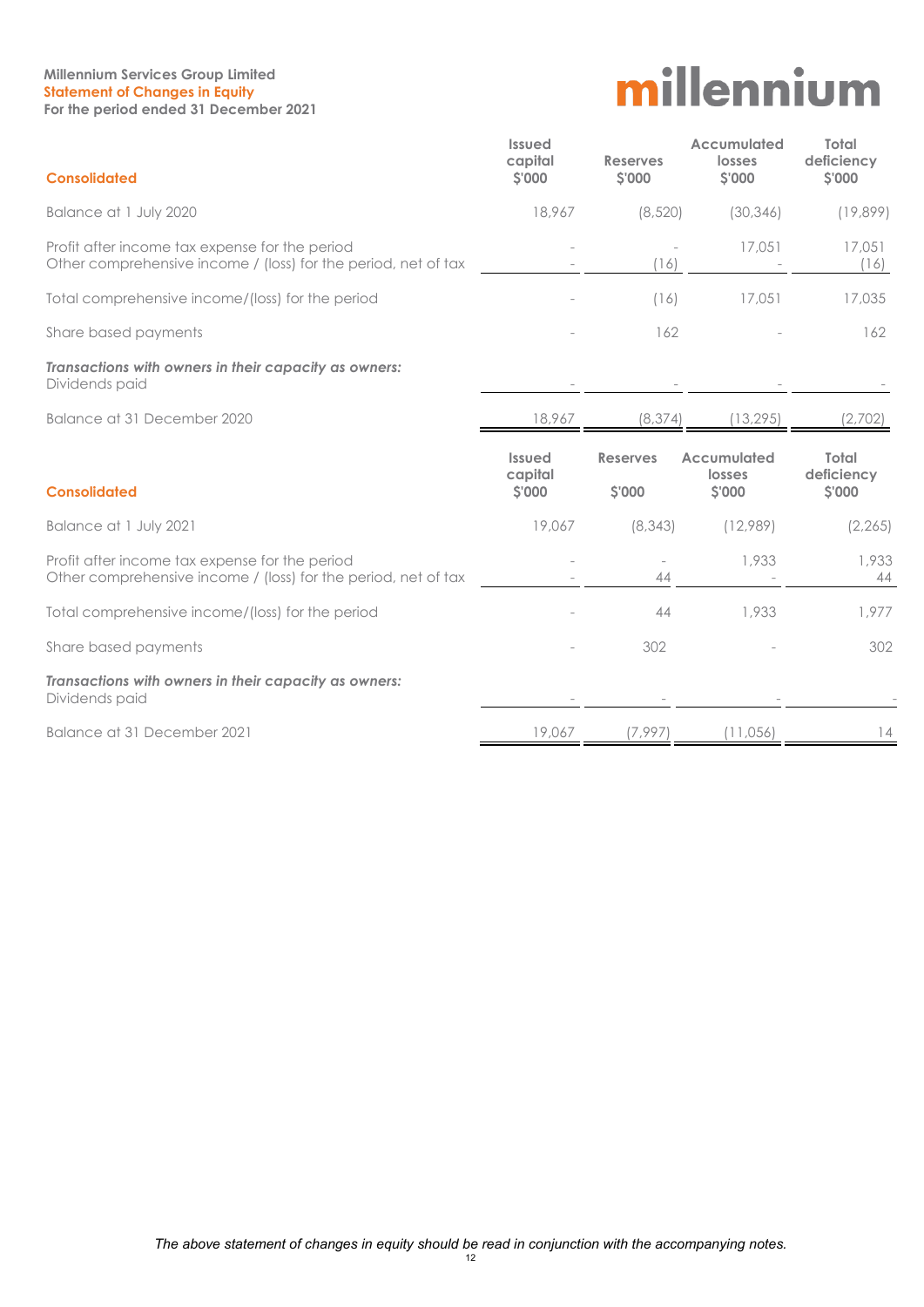**Millennium Services Group Limited**
**Statement of Changes in Equity**
**For the period ended 31 December 2021**

millennium

| Consolidated | Issued capital $'000 | Reserves $'000 | Accumulated losses $'000 | Total deficiency $'000 |
|---|---|---|---|---|
| Balance at 1 July 2020 | 18,967 | (8,520) | (30,346) | (19,899) |
| Profit after income tax expense for the period | - | - | 17,051 | 17,051 |
| Other comprehensive income / (loss) for the period, net of tax | - | (16) | - | (16) |
| Total comprehensive income/(loss) for the period | - | (16) | 17,051 | 17,035 |
| Share based payments | - | 162 | - | 162 |
| ***Transactions with owners in their capacity as owners:*** | | | | |
| Dividends paid | - | - | - | - |
| Balance at 31 December 2020 | 18,967 | (8,374) | (13,295) | (2,702) |

| Consolidated | Issued capital $'000 | Reserves $'000 | Accumulated losses $'000 | Total deficiency $'000 |
|---|---|---|---|---|
| Balance at 1 July 2021 | 19,067 | (8,343) | (12,989) | (2,265) |
| Profit after income tax expense for the period | - | - | 1,933 | 1,933 |
| Other comprehensive income / (loss) for the period, net of tax | - | 44 | - | 44 |
| Total comprehensive income/(loss) for the period | - | 44 | 1,933 | 1,977 |
| Share based payments | - | 302 | - | 302 |
| ***Transactions with owners in their capacity as owners:*** | | | | |
| Dividends paid | - | - | - | - |
| Balance at 31 December 2021 | 19,067 | (7,997) | (11,056) | 14 |

*The above statement of changes in equity should be read in conjunction with the accompanying notes.*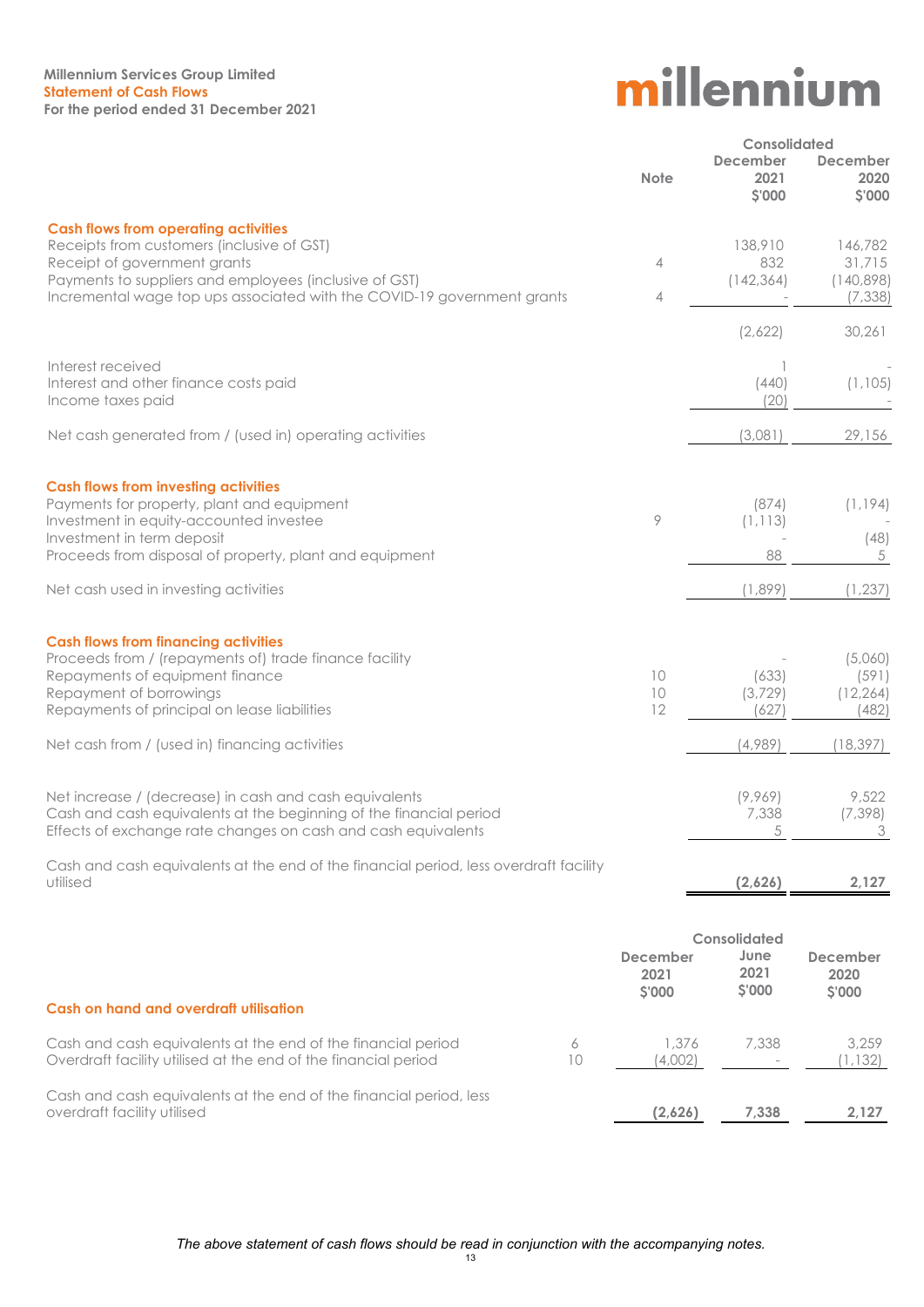**Millennium Services Group Limited**
**Statement of Cash Flows**
**For the period ended 31 December 2021**

millennium

| | Note | Consolidated December 2021 $'000 | Consolidated December 2020 $'000 |
|---|---|---|---|
| **Cash flows from operating activities** | | | |
| Receipts from customers (inclusive of GST) | | 138,910 | 146,782 |
| Receipt of government grants | 4 | 832 | 31,715 |
| Payments to suppliers and employees (inclusive of GST) | | (142,364) | (140,898) |
| Incremental wage top ups associated with the COVID-19 government grants | 4 | - | (7,338) |
| | | (2,622) | 30,261 |
| Interest received | | 1 | - |
| Interest and other finance costs paid | | (440) | (1,105) |
| Income taxes paid | | (20) | - |
| Net cash generated from / (used in) operating activities | | (3,081) | 29,156 |
| **Cash flows from investing activities** | | | |
| Payments for property, plant and equipment | | (874) | (1,194) |
| Investment in equity-accounted investee | 9 | (1,113) | - |
| Investment in term deposit | | - | (48) |
| Proceeds from disposal of property, plant and equipment | | 88 | 5 |
| Net cash used in investing activities | | (1,899) | (1,237) |
| **Cash flows from financing activities** | | | |
| Proceeds from / (repayments of) trade finance facility | | - | (5,060) |
| Repayments of equipment finance | 10 | (633) | (591) |
| Repayment of borrowings | 10 | (3,729) | (12,264) |
| Repayments of principal on lease liabilities | 12 | (627) | (482) |
| Net cash from / (used in) financing activities | | (4,989) | (18,397) |
| Net increase / (decrease) in cash and cash equivalents | | (9,969) | 9,522 |
| Cash and cash equivalents at the beginning of the financial period | | 7,338 | (7,398) |
| Effects of exchange rate changes on cash and cash equivalents | | 5 | 3 |
| Cash and cash equivalents at the end of the financial period, less overdraft facility utilised | | **(2,626)** | **2,127** |

| **Cash on hand and overdraft utilisation** | | Consolidated December 2021 $'000 | Consolidated June 2021 $'000 | Consolidated December 2020 $'000 |
|---|---|---|---|---|
| Cash and cash equivalents at the end of the financial period | 6 | 1,376 | 7,338 | 3,259 |
| Overdraft facility utilised at the end of the financial period | 10 | (4,002) | - | (1,132) |
| Cash and cash equivalents at the end of the financial period, less overdraft facility utilised | | **(2,626)** | **7,338** | **2,127** |

*The above statement of cash flows should be read in conjunction with the accompanying notes.*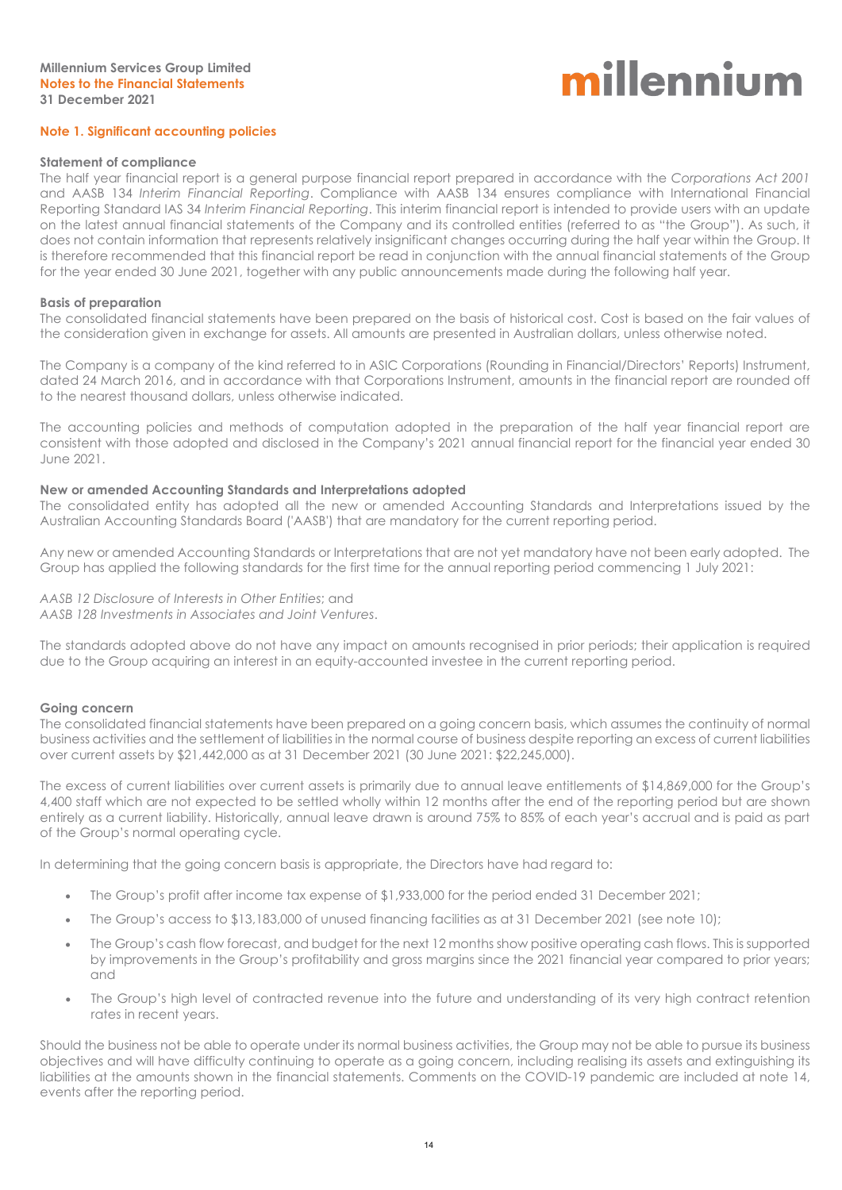## Note 1. Significant accounting policies

### Statement of compliance

The half year financial report is a general purpose financial report prepared in accordance with the *Corporations Act 2001* and AASB 134 *Interim Financial Reporting*. Compliance with AASB 134 ensures compliance with International Financial Reporting Standard IAS 34 *Interim Financial Reporting*. This interim financial report is intended to provide users with an update on the latest annual financial statements of the Company and its controlled entities (referred to as "the Group"). As such, it does not contain information that represents relatively insignificant changes occurring during the half year within the Group. It is therefore recommended that this financial report be read in conjunction with the annual financial statements of the Group for the year ended 30 June 2021, together with any public announcements made during the following half year.

### Basis of preparation

The consolidated financial statements have been prepared on the basis of historical cost. Cost is based on the fair values of the consideration given in exchange for assets. All amounts are presented in Australian dollars, unless otherwise noted.

The Company is a company of the kind referred to in ASIC Corporations (Rounding in Financial/Directors' Reports) Instrument, dated 24 March 2016, and in accordance with that Corporations Instrument, amounts in the financial report are rounded off to the nearest thousand dollars, unless otherwise indicated.

The accounting policies and methods of computation adopted in the preparation of the half year financial report are consistent with those adopted and disclosed in the Company's 2021 annual financial report for the financial year ended 30 June 2021.

### New or amended Accounting Standards and Interpretations adopted

The consolidated entity has adopted all the new or amended Accounting Standards and Interpretations issued by the Australian Accounting Standards Board ('AASB') that are mandatory for the current reporting period.

Any new or amended Accounting Standards or Interpretations that are not yet mandatory have not been early adopted. The Group has applied the following standards for the first time for the annual reporting period commencing 1 July 2021:

*AASB 12 Disclosure of Interests in Other Entities*; and
*AASB 128 Investments in Associates and Joint Ventures*.

The standards adopted above do not have any impact on amounts recognised in prior periods; their application is required due to the Group acquiring an interest in an equity-accounted investee in the current reporting period.

### Going concern

The consolidated financial statements have been prepared on a going concern basis, which assumes the continuity of normal business activities and the settlement of liabilities in the normal course of business despite reporting an excess of current liabilities over current assets by $21,442,000 as at 31 December 2021 (30 June 2021: $22,245,000).

The excess of current liabilities over current assets is primarily due to annual leave entitlements of $14,869,000 for the Group's 4,400 staff which are not expected to be settled wholly within 12 months after the end of the reporting period but are shown entirely as a current liability. Historically, annual leave drawn is around 75% to 85% of each year's accrual and is paid as part of the Group's normal operating cycle.

In determining that the going concern basis is appropriate, the Directors have had regard to:

- The Group's profit after income tax expense of $1,933,000 for the period ended 31 December 2021;
- The Group's access to $13,183,000 of unused financing facilities as at 31 December 2021 (see note 10);
- The Group's cash flow forecast, and budget for the next 12 months show positive operating cash flows. This is supported by improvements in the Group's profitability and gross margins since the 2021 financial year compared to prior years; and
- The Group's high level of contracted revenue into the future and understanding of its very high contract retention rates in recent years.

Should the business not be able to operate under its normal business activities, the Group may not be able to pursue its business objectives and will have difficulty continuing to operate as a going concern, including realising its assets and extinguishing its liabilities at the amounts shown in the financial statements. Comments on the COVID-19 pandemic are included at note 14, events after the reporting period.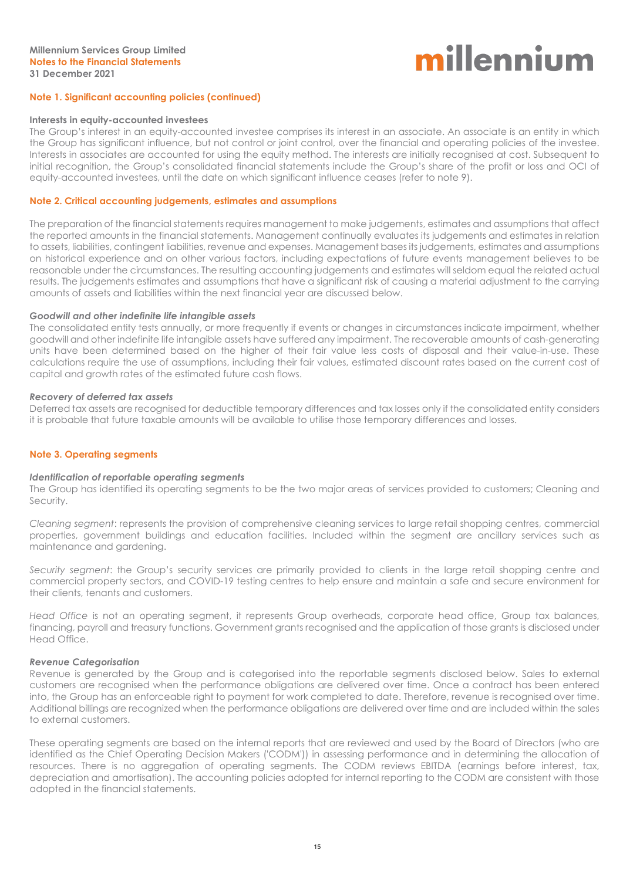## Note 1. Significant accounting policies (continued)

**Interests in equity-accounted investees**

The Group's interest in an equity-accounted investee comprises its interest in an associate. An associate is an entity in which the Group has significant influence, but not control or joint control, over the financial and operating policies of the investee. Interests in associates are accounted for using the equity method. The interests are initially recognised at cost. Subsequent to initial recognition, the Group's consolidated financial statements include the Group's share of the profit or loss and OCI of equity-accounted investees, until the date on which significant influence ceases (refer to note 9).

## Note 2. Critical accounting judgements, estimates and assumptions

The preparation of the financial statements requires management to make judgements, estimates and assumptions that affect the reported amounts in the financial statements. Management continually evaluates its judgements and estimates in relation to assets, liabilities, contingent liabilities, revenue and expenses. Management bases its judgements, estimates and assumptions on historical experience and on other various factors, including expectations of future events management believes to be reasonable under the circumstances. The resulting accounting judgements and estimates will seldom equal the related actual results. The judgements estimates and assumptions that have a significant risk of causing a material adjustment to the carrying amounts of assets and liabilities within the next financial year are discussed below.

***Goodwill and other indefinite life intangible assets***

The consolidated entity tests annually, or more frequently if events or changes in circumstances indicate impairment, whether goodwill and other indefinite life intangible assets have suffered any impairment. The recoverable amounts of cash-generating units have been determined based on the higher of their fair value less costs of disposal and their value-in-use. These calculations require the use of assumptions, including their fair values, estimated discount rates based on the current cost of capital and growth rates of the estimated future cash flows.

***Recovery of deferred tax assets***

Deferred tax assets are recognised for deductible temporary differences and tax losses only if the consolidated entity considers it is probable that future taxable amounts will be available to utilise those temporary differences and losses.

## Note 3. Operating segments

***Identification of reportable operating segments***

The Group has identified its operating segments to be the two major areas of services provided to customers; Cleaning and Security.

*Cleaning segment*: represents the provision of comprehensive cleaning services to large retail shopping centres, commercial properties, government buildings and education facilities. Included within the segment are ancillary services such as maintenance and gardening.

*Security segment*: the Group's security services are primarily provided to clients in the large retail shopping centre and commercial property sectors, and COVID-19 testing centres to help ensure and maintain a safe and secure environment for their clients, tenants and customers.

*Head Office* is not an operating segment, it represents Group overheads, corporate head office, Group tax balances, financing, payroll and treasury functions. Government grants recognised and the application of those grants is disclosed under Head Office.

***Revenue Categorisation***

Revenue is generated by the Group and is categorised into the reportable segments disclosed below. Sales to external customers are recognised when the performance obligations are delivered over time. Once a contract has been entered into, the Group has an enforceable right to payment for work completed to date. Therefore, revenue is recognised over time. Additional billings are recognized when the performance obligations are delivered over time and are included within the sales to external customers.

These operating segments are based on the internal reports that are reviewed and used by the Board of Directors (who are identified as the Chief Operating Decision Makers ('CODM')) in assessing performance and in determining the allocation of resources. There is no aggregation of operating segments. The CODM reviews EBITDA (earnings before interest, tax, depreciation and amortisation). The accounting policies adopted for internal reporting to the CODM are consistent with those adopted in the financial statements.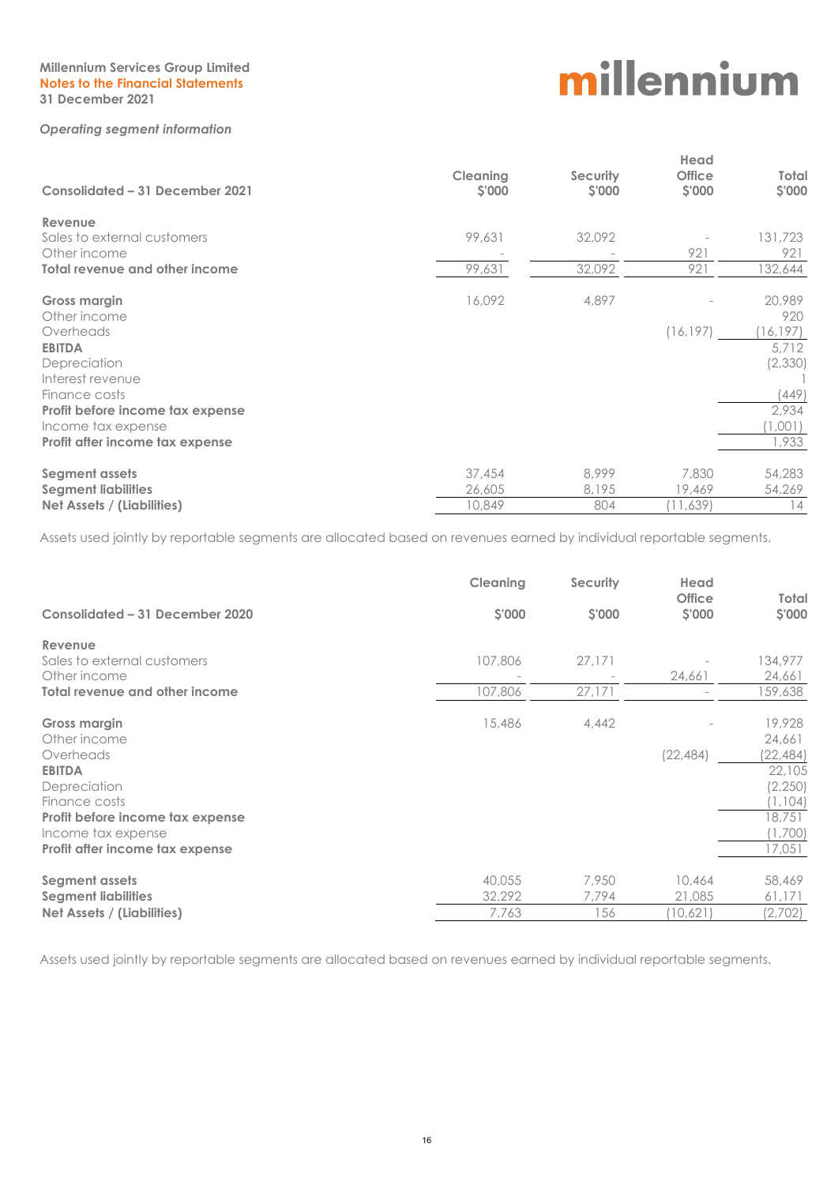Millennium Services Group Limited
Notes to the Financial Statements
31 December 2021

*Operating segment information*

| Consolidated – 31 December 2021 | Cleaning $'000 | Security $'000 | Head Office $'000 | Total $'000 |
|---|---|---|---|---|
| **Revenue** | | | | |
| Sales to external customers | 99,631 | 32,092 | - | 131,723 |
| Other income | - | - | 921 | 921 |
| **Total revenue and other income** | 99,631 | 32,092 | 921 | 132,644 |
| | | | | |
| **Gross margin** | 16,092 | 4,897 | - | 20,989 |
| Other income | | | | 920 |
| Overheads | | | (16,197) | (16,197) |
| **EBITDA** | | | | 5,712 |
| Depreciation | | | | (2,330) |
| Interest revenue | | | | 1 |
| Finance costs | | | | (449) |
| **Profit before income tax expense** | | | | 2,934 |
| Income tax expense | | | | (1,001) |
| **Profit after income tax expense** | | | | 1,933 |
| | | | | |
| **Segment assets** | 37,454 | 8,999 | 7,830 | 54,283 |
| **Segment liabilities** | 26,605 | 8,195 | 19,469 | 54,269 |
| **Net Assets / (Liabilities)** | 10,849 | 804 | (11,639) | 14 |

Assets used jointly by reportable segments are allocated based on revenues earned by individual reportable segments.

| Consolidated – 31 December 2020 | Cleaning $'000 | Security $'000 | Head Office $'000 | Total $'000 |
|---|---|---|---|---|
| **Revenue** | | | | |
| Sales to external customers | 107,806 | 27,171 | - | 134,977 |
| Other income | - | - | 24,661 | 24,661 |
| **Total revenue and other income** | 107,806 | 27,171 | - | 159,638 |
| | | | | |
| **Gross margin** | 15,486 | 4,442 | - | 19,928 |
| Other income | | | | 24,661 |
| Overheads | | | (22,484) | (22,484) |
| **EBITDA** | | | | 22,105 |
| Depreciation | | | | (2,250) |
| Finance costs | | | | (1,104) |
| **Profit before income tax expense** | | | | 18,751 |
| Income tax expense | | | | (1,700) |
| **Profit after income tax expense** | | | | 17,051 |
| | | | | |
| **Segment assets** | 40,055 | 7,950 | 10,464 | 58,469 |
| **Segment liabilities** | 32,292 | 7,794 | 21,085 | 61,171 |
| **Net Assets / (Liabilities)** | 7,763 | 156 | (10,621) | (2,702) |

Assets used jointly by reportable segments are allocated based on revenues earned by individual reportable segments.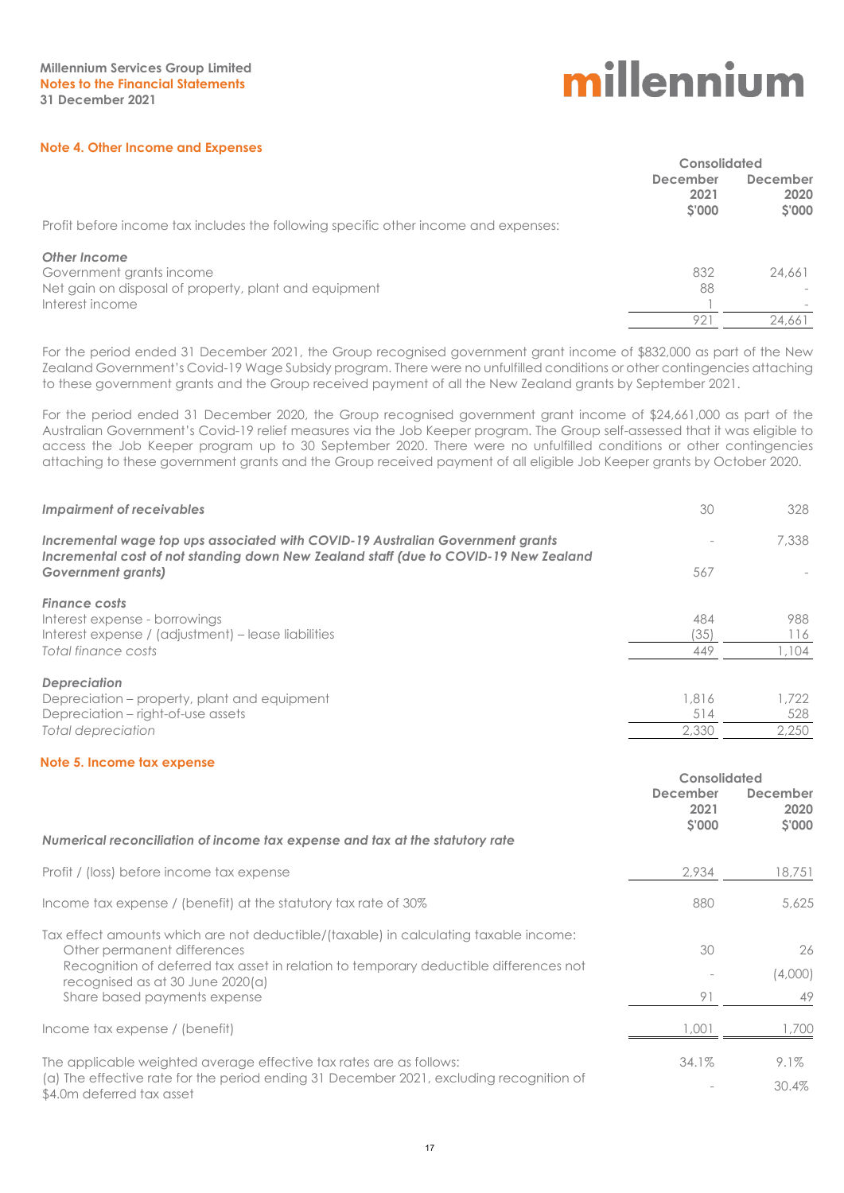## Note 4. Other Income and Expenses

| | Consolidated | |
|---|---|---|
| | December 2021 $'000 | December 2020 $'000 |
| Profit before income tax includes the following specific other income and expenses: | | |
| ***Other Income*** | | |
| Government grants income | 832 | 24,661 |
| Net gain on disposal of property, plant and equipment | 88 | - |
| Interest income | 1 | - |
| | 921 | 24,661 |

For the period ended 31 December 2021, the Group recognised government grant income of $832,000 as part of the New Zealand Government's Covid-19 Wage Subsidy program. There were no unfulfilled conditions or other contingencies attaching to these government grants and the Group received payment of all the New Zealand grants by September 2021.

For the period ended 31 December 2020, the Group recognised government grant income of $24,661,000 as part of the Australian Government's Covid-19 relief measures via the Job Keeper program. The Group self-assessed that it was eligible to access the Job Keeper program up to 30 September 2020. There were no unfulfilled conditions or other contingencies attaching to these government grants and the Group received payment of all eligible Job Keeper grants by October 2020.

| | December 2021 $'000 | December 2020 $'000 |
|---|---|---|
| ***Impairment of receivables*** | 30 | 328 |
| ***Incremental wage top ups associated with COVID-19 Australian Government grants*** | - | 7,338 |
| ***Incremental cost of not standing down New Zealand staff (due to COVID-19 New Zealand Government grants)*** | 567 | - |
| ***Finance costs*** | | |
| Interest expense - borrowings | 484 | 988 |
| Interest expense / (adjustment) – lease liabilities | (35) | 116 |
| *Total finance costs* | 449 | 1,104 |
| ***Depreciation*** | | |
| Depreciation – property, plant and equipment | 1,816 | 1,722 |
| Depreciation – right-of-use assets | 514 | 528 |
| *Total depreciation* | 2,330 | 2,250 |

## Note 5. Income tax expense

| | Consolidated | |
|---|---|---|
| | December 2021 $'000 | December 2020 $'000 |
| ***Numerical reconciliation of income tax expense and tax at the statutory rate*** | | |
| Profit / (loss) before income tax expense | 2,934 | 18,751 |
| Income tax expense / (benefit) at the statutory tax rate of 30% | 880 | 5,625 |
| Tax effect amounts which are not deductible/(taxable) in calculating taxable income: | | |
| Other permanent differences | 30 | 26 |
| Recognition of deferred tax asset in relation to temporary deductible differences not recognised as at 30 June 2020(a) | - | (4,000) |
| Share based payments expense | 91 | 49 |
| Income tax expense / (benefit) | 1,001 | 1,700 |
| The applicable weighted average effective tax rates are as follows: | 34.1% | 9.1% |
| (a) The effective rate for the period ending 31 December 2021, excluding recognition of $4.0m deferred tax asset | - | 30.4% |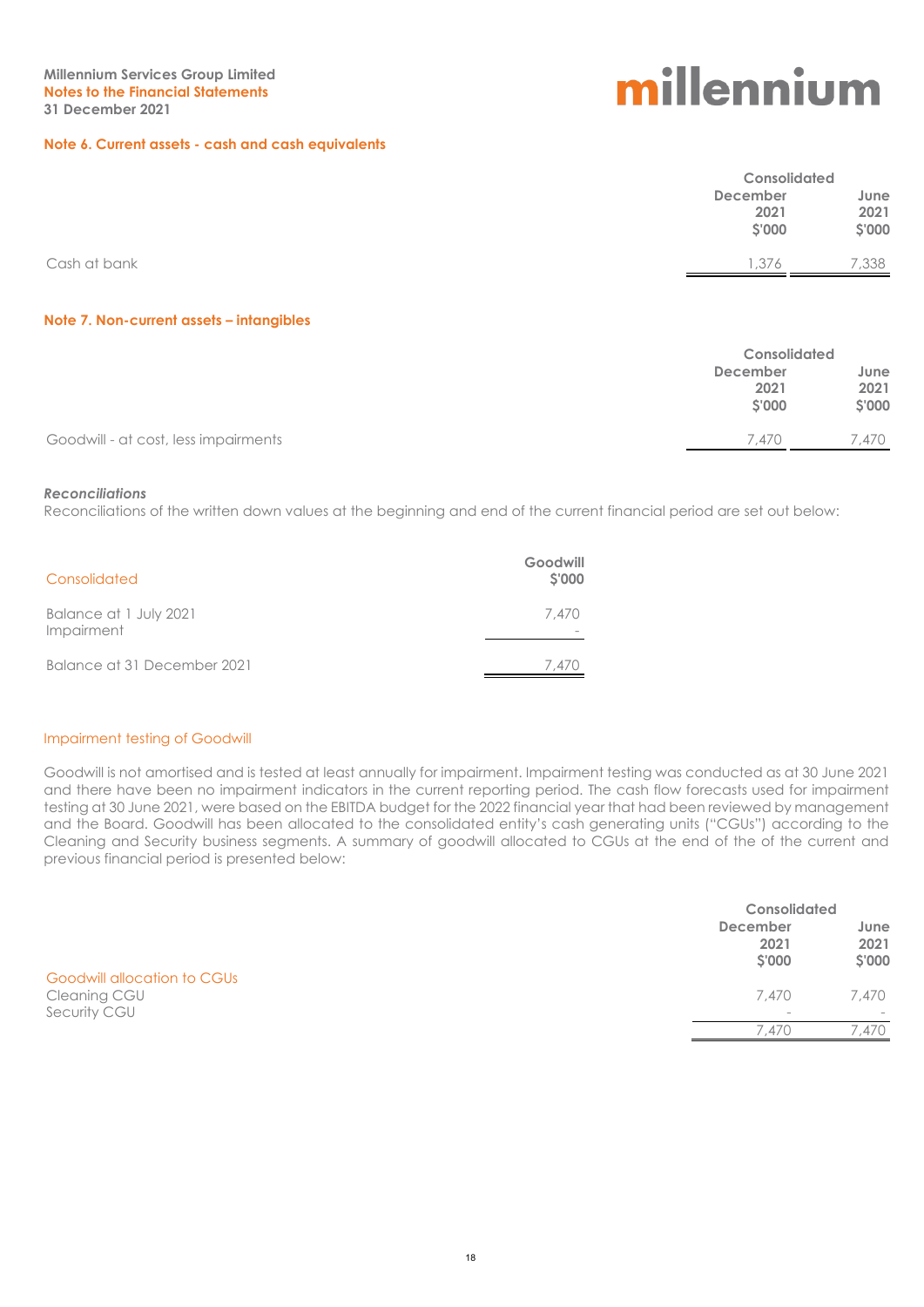**Millennium Services Group Limited**
**Notes to the Financial Statements**
**31 December 2021**

### Note 6. Current assets - cash and cash equivalents

| | Consolidated | |
|---|---|---|
| | December 2021 $'000 | June 2021 $'000 |
| Cash at bank | 1,376 | 7,338 |

### Note 7. Non-current assets – intangibles

| | Consolidated | |
|---|---|---|
| | December 2021 $'000 | June 2021 $'000 |
| Goodwill - at cost, less impairments | 7,470 | 7,470 |

***Reconciliations***
Reconciliations of the written down values at the beginning and end of the current financial period are set out below:

| Consolidated | Goodwill $'000 |
|---|---|
| Balance at 1 July 2021 | 7,470 |
| Impairment | - |
| Balance at 31 December 2021 | 7,470 |

#### Impairment testing of Goodwill

Goodwill is not amortised and is tested at least annually for impairment. Impairment testing was conducted as at 30 June 2021 and there have been no impairment indicators in the current reporting period. The cash flow forecasts used for impairment testing at 30 June 2021, were based on the EBITDA budget for the 2022 financial year that had been reviewed by management and the Board. Goodwill has been allocated to the consolidated entity's cash generating units ("CGUs") according to the Cleaning and Security business segments. A summary of goodwill allocated to CGUs at the end of the of the current and previous financial period is presented below:

| | Consolidated | |
|---|---|---|
| | December 2021 $'000 | June 2021 $'000 |
| Goodwill allocation to CGUs | | |
| Cleaning CGU | 7,470 | 7,470 |
| Security CGU | - | - |
| | 7,470 | 7,470 |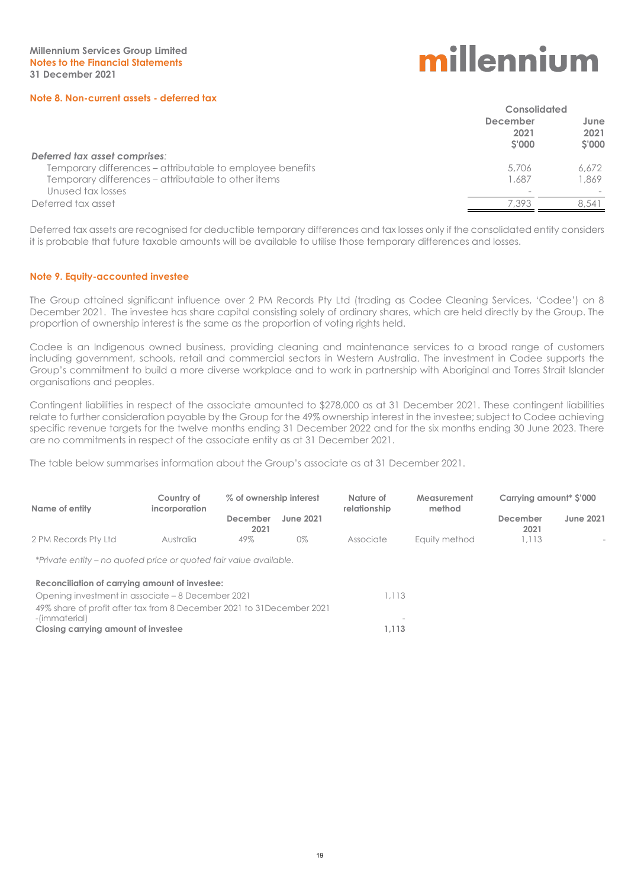## Note 8. Non-current assets - deferred tax

| | Consolidated | |
|---|---|---|
| | December 2021 $'000 | June 2021 $'000 |
| *Deferred tax asset comprises:* | | |
| Temporary differences – attributable to employee benefits | 5,706 | 6,672 |
| Temporary differences – attributable to other items | 1,687 | 1,869 |
| Unused tax losses | - | - |
| Deferred tax asset | 7,393 | 8,541 |

Deferred tax assets are recognised for deductible temporary differences and tax losses only if the consolidated entity considers it is probable that future taxable amounts will be available to utilise those temporary differences and losses.

## Note 9. Equity-accounted investee

The Group attained significant influence over 2 PM Records Pty Ltd (trading as Codee Cleaning Services, 'Codee') on 8 December 2021. The investee has share capital consisting solely of ordinary shares, which are held directly by the Group. The proportion of ownership interest is the same as the proportion of voting rights held.

Codee is an Indigenous owned business, providing cleaning and maintenance services to a broad range of customers including government, schools, retail and commercial sectors in Western Australia. The investment in Codee supports the Group's commitment to build a more diverse workplace and to work in partnership with Aboriginal and Torres Strait Islander organisations and peoples.

Contingent liabilities in respect of the associate amounted to $278,000 as at 31 December 2021. These contingent liabilities relate to further consideration payable by the Group for the 49% ownership interest in the investee; subject to Codee achieving specific revenue targets for the twelve months ending 31 December 2022 and for the six months ending 30 June 2023. There are no commitments in respect of the associate entity as at 31 December 2021.

The table below summarises information about the Group's associate as at 31 December 2021.

| Name of entity | Country of incorporation | % of ownership interest | | Nature of relationship | Measurement method | Carrying amount* $'000 | |
|---|---|---|---|---|---|---|---|
| | | December 2021 | June 2021 | | | December 2021 | June 2021 |
| 2 PM Records Pty Ltd | Australia | 49% | 0% | Associate | Equity method | 1,113 | - |

*Private entity – no quoted price or quoted fair value available.*

| **Reconciliation of carrying amount of investee:** | |
|---|---|
| Opening investment in associate – 8 December 2021 | 1,113 |
| 49% share of profit after tax from 8 December 2021 to 31December 2021 -(immaterial) | - |
| **Closing carrying amount of investee** | **1,113** |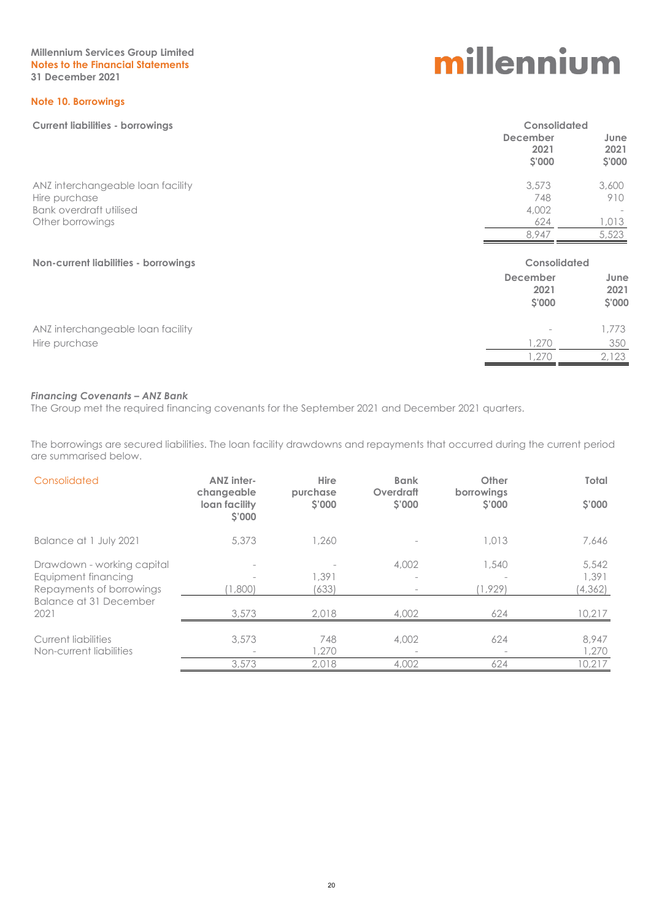## Note 10. Borrowings

| Current liabilities - borrowings | Consolidated | |
|---|---|---|
| | December 2021 $'000 | June 2021 $'000 |
| ANZ interchangeable loan facility | 3,573 | 3,600 |
| Hire purchase | 748 | 910 |
| Bank overdraft utilised | 4,002 | - |
| Other borrowings | 624 | 1,013 |
| | 8,947 | 5,523 |

| Non-current liabilities - borrowings | Consolidated | |
|---|---|---|
| | December 2021 $'000 | June 2021 $'000 |
| ANZ interchangeable loan facility | - | 1,773 |
| Hire purchase | 1,270 | 350 |
| | 1,270 | 2,123 |

### *Financing Covenants – ANZ Bank*

The Group met the required financing covenants for the September 2021 and December 2021 quarters.

The borrowings are secured liabilities. The loan facility drawdowns and repayments that occurred during the current period are summarised below.

| Consolidated | ANZ inter-changeable loan facility $'000 | Hire purchase $'000 | Bank Overdraft $'000 | Other borrowings $'000 | Total $'000 |
|---|---|---|---|---|---|
| Balance at 1 July 2021 | 5,373 | 1,260 | - | 1,013 | 7,646 |
| Drawdown - working capital | - | - | 4,002 | 1,540 | 5,542 |
| Equipment financing | - | 1,391 | - | - | 1,391 |
| Repayments of borrowings | (1,800) | (633) | - | (1,929) | (4,362) |
| Balance at 31 December 2021 | 3,573 | 2,018 | 4,002 | 624 | 10,217 |
| Current liabilities | 3,573 | 748 | 4,002 | 624 | 8,947 |
| Non-current liabilities | - | 1,270 | - | - | 1,270 |
| | 3,573 | 2,018 | 4,002 | 624 | 10,217 |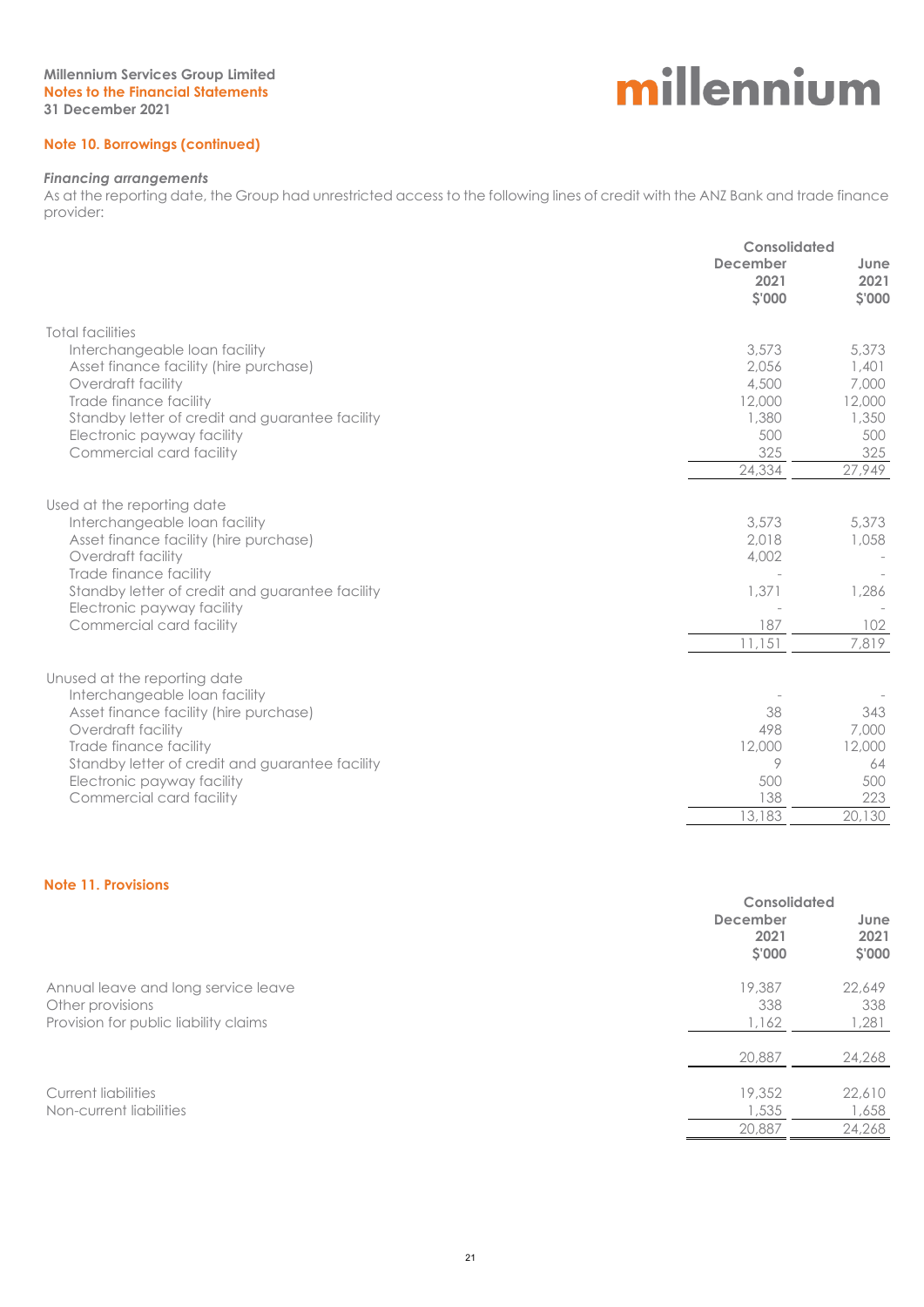## Note 10. Borrowings (continued)

### *Financing arrangements*

As at the reporting date, the Group had unrestricted access to the following lines of credit with the ANZ Bank and trade finance provider:

| | Consolidated | |
|---|---|---|
| | December 2021 $'000 | June 2021 $'000 |
| Total facilities | | |
| Interchangeable loan facility | 3,573 | 5,373 |
| Asset finance facility (hire purchase) | 2,056 | 1,401 |
| Overdraft facility | 4,500 | 7,000 |
| Trade finance facility | 12,000 | 12,000 |
| Standby letter of credit and guarantee facility | 1,380 | 1,350 |
| Electronic payway facility | 500 | 500 |
| Commercial card facility | 325 | 325 |
| | 24,334 | 27,949 |
| Used at the reporting date | | |
| Interchangeable loan facility | 3,573 | 5,373 |
| Asset finance facility (hire purchase) | 2,018 | 1,058 |
| Overdraft facility | 4,002 | - |
| Trade finance facility | - | - |
| Standby letter of credit and guarantee facility | 1,371 | 1,286 |
| Electronic payway facility | - | - |
| Commercial card facility | 187 | 102 |
| | 11,151 | 7,819 |
| Unused at the reporting date | | |
| Interchangeable loan facility | - | - |
| Asset finance facility (hire purchase) | 38 | 343 |
| Overdraft facility | 498 | 7,000 |
| Trade finance facility | 12,000 | 12,000 |
| Standby letter of credit and guarantee facility | 9 | 64 |
| Electronic payway facility | 500 | 500 |
| Commercial card facility | 138 | 223 |
| | 13,183 | 20,130 |

## Note 11. Provisions

| | Consolidated | |
|---|---|---|
| | December 2021 $'000 | June 2021 $'000 |
| Annual leave and long service leave | 19,387 | 22,649 |
| Other provisions | 338 | 338 |
| Provision for public liability claims | 1,162 | 1,281 |
| | 20,887 | 24,268 |
| Current liabilities | 19,352 | 22,610 |
| Non-current liabilities | 1,535 | 1,658 |
| | 20,887 | 24,268 |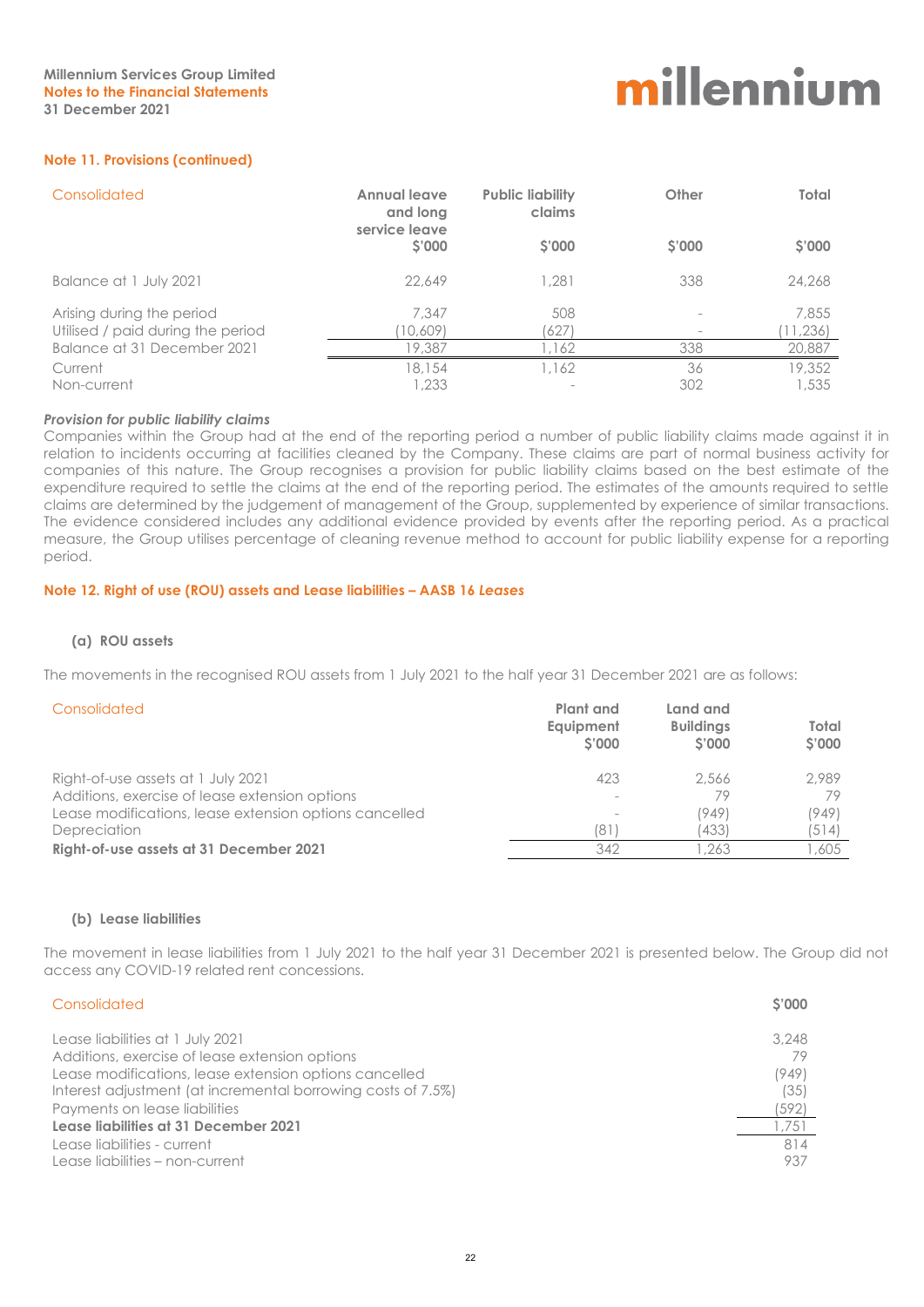### Note 11. Provisions (continued)

| Consolidated | Annual leave and long service leave $'000 | Public liability claims $'000 | Other $'000 | Total $'000 |
|---|---|---|---|---|
| Balance at 1 July 2021 | 22,649 | 1,281 | 338 | 24,268 |
| Arising during the period | 7,347 | 508 | - | 7,855 |
| Utilised / paid during the period | (10,609) | (627) | - | (11,236) |
| Balance at 31 December 2021 | 19,387 | 1,162 | 338 | 20,887 |
| Current | 18,154 | 1,162 | 36 | 19,352 |
| Non-current | 1,233 | - | 302 | 1,535 |

***Provision for public liability claims***

Companies within the Group had at the end of the reporting period a number of public liability claims made against it in relation to incidents occurring at facilities cleaned by the Company. These claims are part of normal business activity for companies of this nature. The Group recognises a provision for public liability claims based on the best estimate of the expenditure required to settle the claims at the end of the reporting period. The estimates of the amounts required to settle claims are determined by the judgement of management of the Group, supplemented by experience of similar transactions. The evidence considered includes any additional evidence provided by events after the reporting period. As a practical measure, the Group utilises percentage of cleaning revenue method to account for public liability expense for a reporting period.

### Note 12. Right of use (ROU) assets and Lease liabilities – AASB 16 *Leases*

#### (a) ROU assets

The movements in the recognised ROU assets from 1 July 2021 to the half year 31 December 2021 are as follows:

| Consolidated | Plant and Equipment $'000 | Land and Buildings $'000 | Total $'000 |
|---|---|---|---|
| Right-of-use assets at 1 July 2021 | 423 | 2,566 | 2,989 |
| Additions, exercise of lease extension options | - | 79 | 79 |
| Lease modifications, lease extension options cancelled | - | (949) | (949) |
| Depreciation | (81) | (433) | (514) |
| **Right-of-use assets at 31 December 2021** | 342 | 1,263 | 1,605 |

#### (b) Lease liabilities

The movement in lease liabilities from 1 July 2021 to the half year 31 December 2021 is presented below. The Group did not access any COVID-19 related rent concessions.

| Consolidated | $'000 |
|---|---|
| Lease liabilities at 1 July 2021 | 3,248 |
| Additions, exercise of lease extension options | 79 |
| Lease modifications, lease extension options cancelled | (949) |
| Interest adjustment (at incremental borrowing costs of 7.5%) | (35) |
| Payments on lease liabilities | (592) |
| **Lease liabilities at 31 December 2021** | 1,751 |
| Lease liabilities - current | 814 |
| Lease liabilities – non-current | 937 |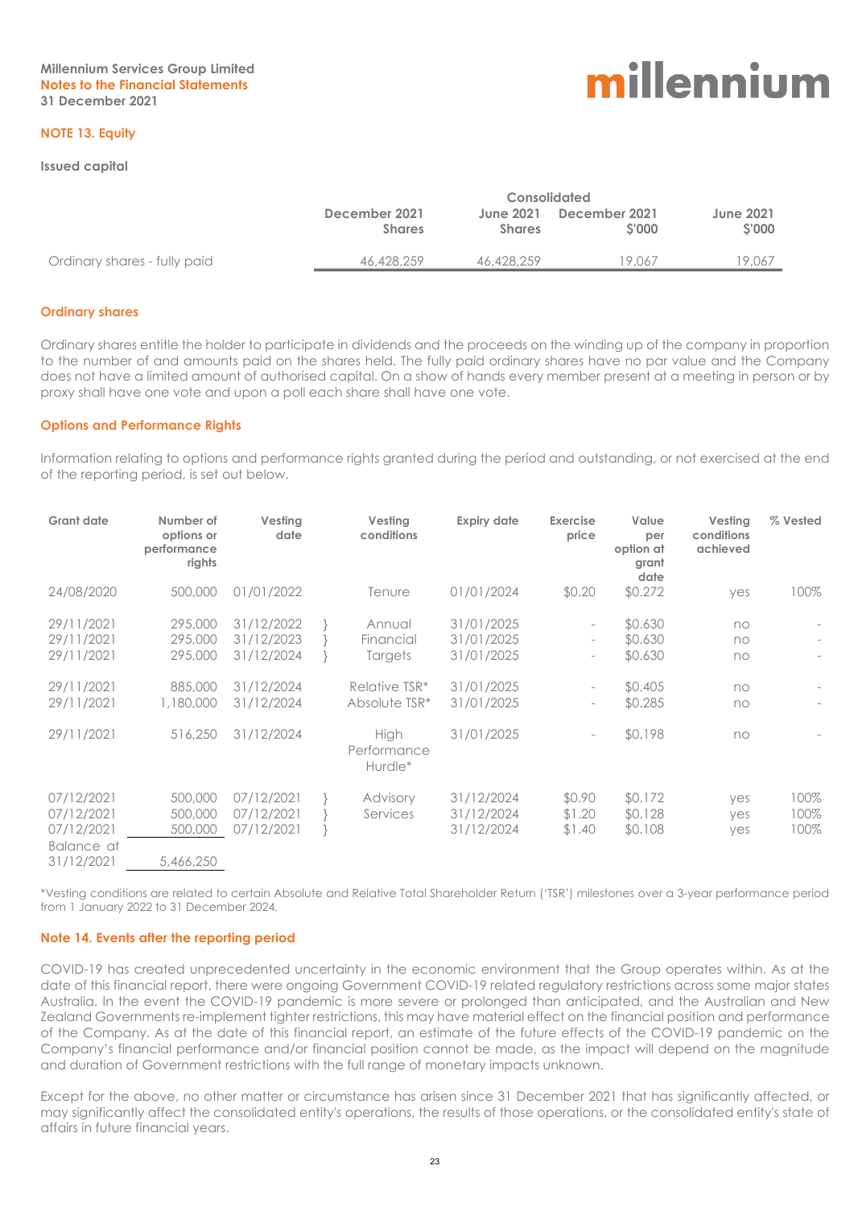## NOTE 13. Equity

### Issued capital

| | Consolidated | | | |
|---|---|---|---|---|
| | December 2021 Shares | June 2021 Shares | December 2021 $'000 | June 2021 $'000 |
| Ordinary shares - fully paid | 46,428,259 | 46,428,259 | 19,067 | 19,067 |

### Ordinary shares

Ordinary shares entitle the holder to participate in dividends and the proceeds on the winding up of the company in proportion to the number of and amounts paid on the shares held. The fully paid ordinary shares have no par value and the Company does not have a limited amount of authorised capital. On a show of hands every member present at a meeting in person or by proxy shall have one vote and upon a poll each share shall have one vote.

### Options and Performance Rights

Information relating to options and performance rights granted during the period and outstanding, or not exercised at the end of the reporting period, is set out below.

| Grant date | Number of options or performance rights | Vesting date | Vesting conditions | Expiry date | Exercise price | Value per option at grant date | Vesting conditions achieved | % Vested |
|---|---|---|---|---|---|---|---|---|
| 24/08/2020 | 500,000 | 01/01/2022 | Tenure | 01/01/2024 | $0.20 | $0.272 | yes | 100% |
| 29/11/2021 | 295,000 | 31/12/2022 | Annual Financial Targets | 31/01/2025 | - | $0.630 | no | - |
| 29/11/2021 | 295,000 | 31/12/2023 | | 31/01/2025 | - | $0.630 | no | - |
| 29/11/2021 | 295,000 | 31/12/2024 | | 31/01/2025 | - | $0.630 | no | - |
| 29/11/2021 | 885,000 | 31/12/2024 | Relative TSR* | 31/01/2025 | - | $0.405 | no | - |
| 29/11/2021 | 1,180,000 | 31/12/2024 | Absolute TSR* | 31/01/2025 | - | $0.285 | no | - |
| 29/11/2021 | 516,250 | 31/12/2024 | High Performance Hurdle* | 31/01/2025 | - | $0.198 | no | - |
| 07/12/2021 | 500,000 | 07/12/2021 | Advisory Services | 31/12/2024 | $0.90 | $0.172 | yes | 100% |
| 07/12/2021 | 500,000 | 07/12/2021 | | 31/12/2024 | $1.20 | $0.128 | yes | 100% |
| 07/12/2021 | 500,000 | 07/12/2021 | | 31/12/2024 | $1.40 | $0.108 | yes | 100% |
| Balance at 31/12/2021 | 5,466,250 | | | | | | | |

*Vesting conditions are related to certain Absolute and Relative Total Shareholder Return ('TSR') milestones over a 3-year performance period from 1 January 2022 to 31 December 2024.

## Note 14. Events after the reporting period

COVID-19 has created unprecedented uncertainty in the economic environment that the Group operates within. As at the date of this financial report, there were ongoing Government COVID-19 related regulatory restrictions across some major states Australia. In the event the COVID-19 pandemic is more severe or prolonged than anticipated, and the Australian and New Zealand Governments re-implement tighter restrictions, this may have material effect on the financial position and performance of the Company. As at the date of this financial report, an estimate of the future effects of the COVID-19 pandemic on the Company's financial performance and/or financial position cannot be made, as the impact will depend on the magnitude and duration of Government restrictions with the full range of monetary impacts unknown.

Except for the above, no other matter or circumstance has arisen since 31 December 2021 that has significantly affected, or may significantly affect the consolidated entity's operations, the results of those operations, or the consolidated entity's state of affairs in future financial years.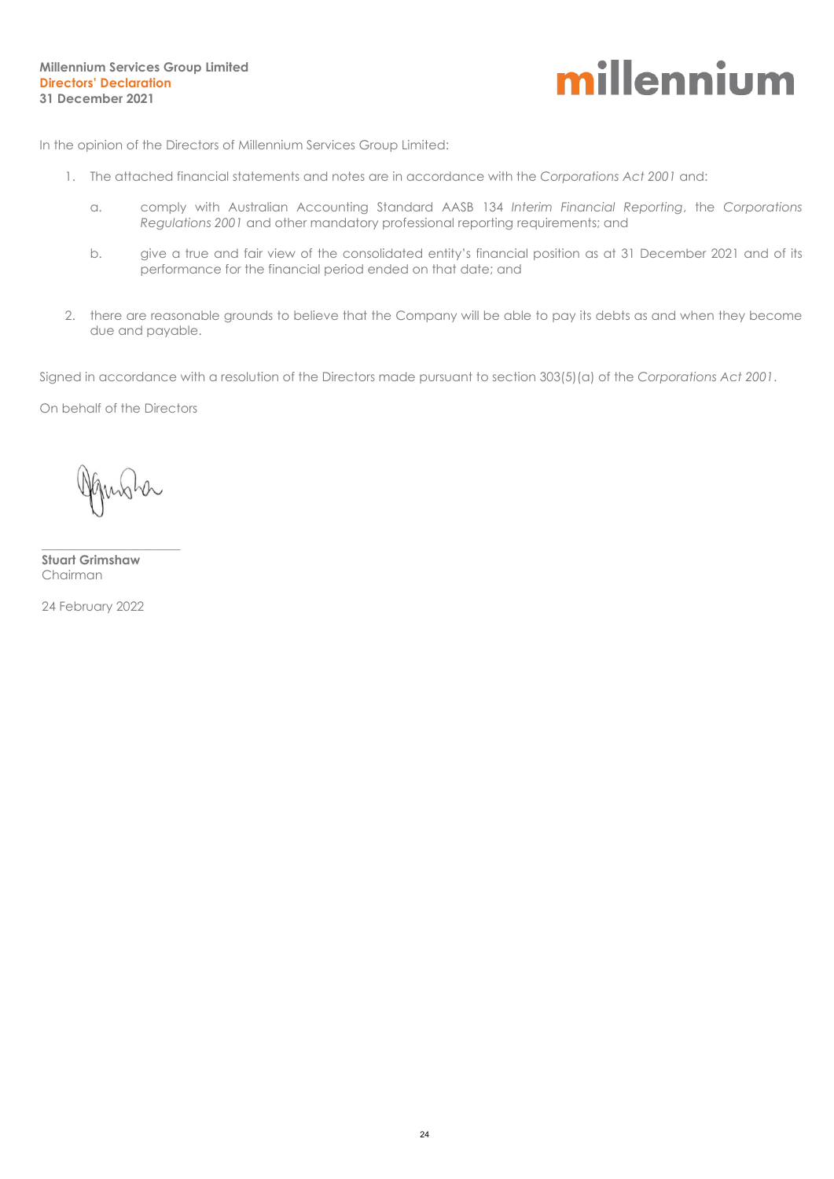**Millennium Services Group Limited**
**Directors' Declaration**
**31 December 2021**

In the opinion of the Directors of Millennium Services Group Limited:

1. The attached financial statements and notes are in accordance with the *Corporations Act 2001* and:

    a. comply with Australian Accounting Standard AASB 134 *Interim Financial Reporting*, the *Corporations Regulations 2001* and other mandatory professional reporting requirements; and

    b. give a true and fair view of the consolidated entity's financial position as at 31 December 2021 and of its performance for the financial period ended on that date; and

2. there are reasonable grounds to believe that the Company will be able to pay its debts as and when they become due and payable.

Signed in accordance with a resolution of the Directors made pursuant to section 303(5)(a) of the *Corporations Act 2001*.

On behalf of the Directors

**Stuart Grimshaw**
Chairman

24 February 2022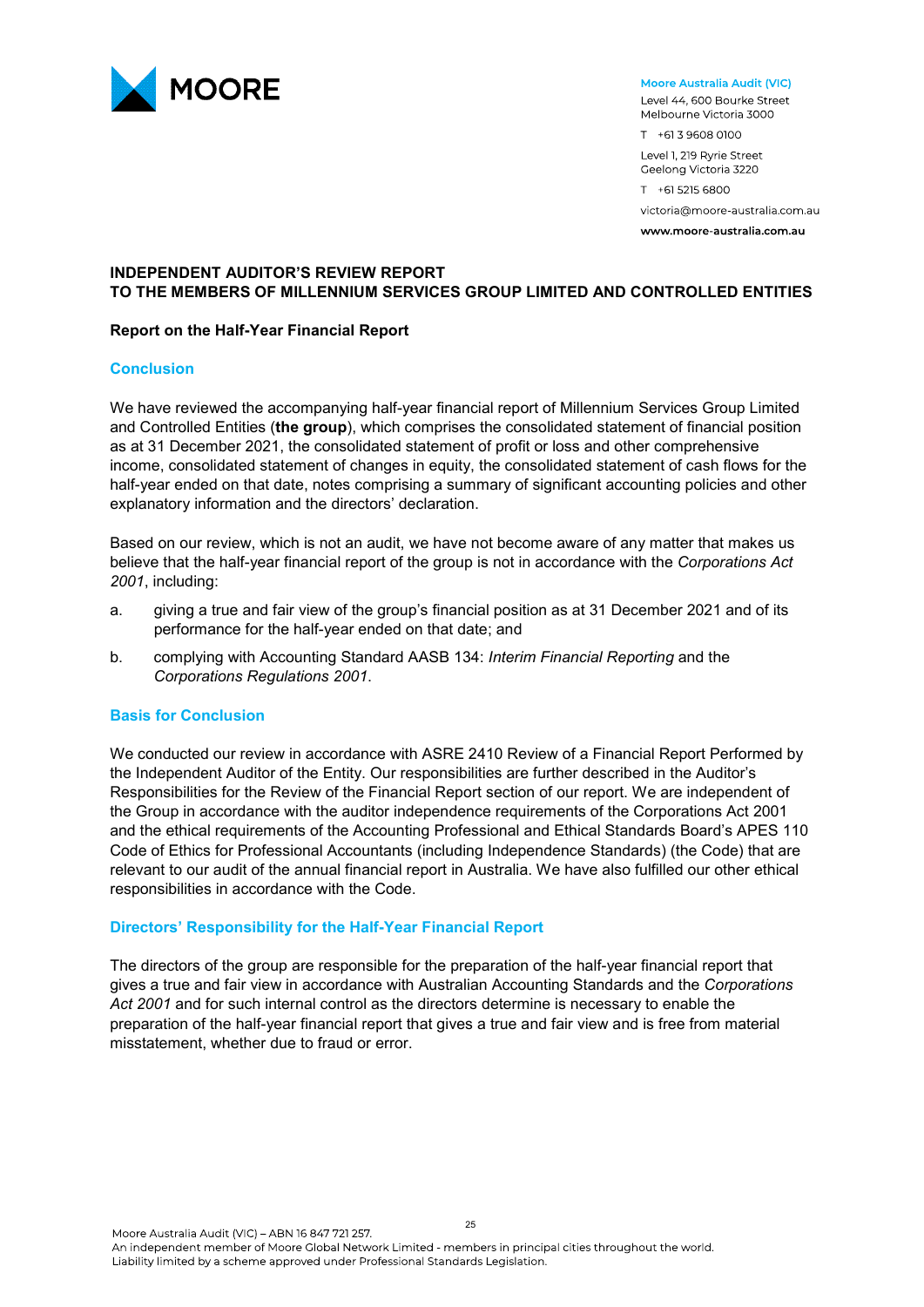**Moore Australia Audit (VIC)**
Level 44, 600 Bourke Street
Melbourne Victoria 3000

T +61 3 9608 0100

Level 1, 219 Ryrie Street
Geelong Victoria 3220

T +61 5215 6800

victoria@moore-australia.com.au

**www.moore-australia.com.au**

## INDEPENDENT AUDITOR'S REVIEW REPORT TO THE MEMBERS OF MILLENNIUM SERVICES GROUP LIMITED AND CONTROLLED ENTITIES

### Report on the Half-Year Financial Report

### Conclusion

We have reviewed the accompanying half-year financial report of Millennium Services Group Limited and Controlled Entities (**the group**), which comprises the consolidated statement of financial position as at 31 December 2021, the consolidated statement of profit or loss and other comprehensive income, consolidated statement of changes in equity, the consolidated statement of cash flows for the half-year ended on that date, notes comprising a summary of significant accounting policies and other explanatory information and the directors' declaration.

Based on our review, which is not an audit, we have not become aware of any matter that makes us believe that the half-year financial report of the group is not in accordance with the *Corporations Act 2001*, including:

a. giving a true and fair view of the group's financial position as at 31 December 2021 and of its performance for the half-year ended on that date; and

b. complying with Accounting Standard AASB 134: *Interim Financial Reporting* and the *Corporations Regulations 2001*.

### Basis for Conclusion

We conducted our review in accordance with ASRE 2410 Review of a Financial Report Performed by the Independent Auditor of the Entity. Our responsibilities are further described in the Auditor's Responsibilities for the Review of the Financial Report section of our report. We are independent of the Group in accordance with the auditor independence requirements of the Corporations Act 2001 and the ethical requirements of the Accounting Professional and Ethical Standards Board's APES 110 Code of Ethics for Professional Accountants (including Independence Standards) (the Code) that are relevant to our audit of the annual financial report in Australia. We have also fulfilled our other ethical responsibilities in accordance with the Code.

### Directors' Responsibility for the Half-Year Financial Report

The directors of the group are responsible for the preparation of the half-year financial report that gives a true and fair view in accordance with Australian Accounting Standards and the *Corporations Act 2001* and for such internal control as the directors determine is necessary to enable the preparation of the half-year financial report that gives a true and fair view and is free from material misstatement, whether due to fraud or error.

Moore Australia Audit (VIC) – ABN 16 847 721 257.
An independent member of Moore Global Network Limited - members in principal cities throughout the world.
Liability limited by a scheme approved under Professional Standards Legislation.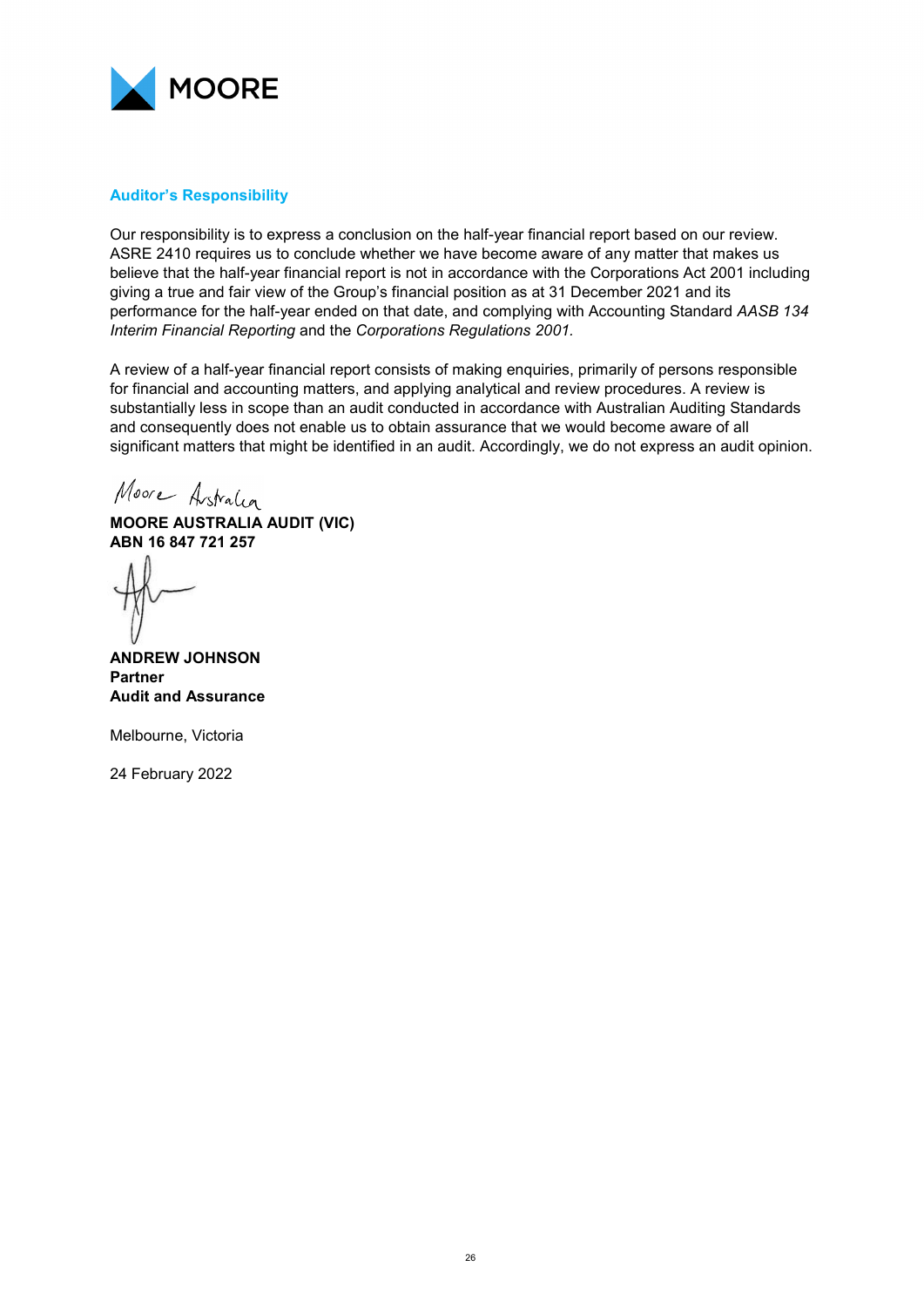### Auditor's Responsibility

Our responsibility is to express a conclusion on the half-year financial report based on our review. ASRE 2410 requires us to conclude whether we have become aware of any matter that makes us believe that the half-year financial report is not in accordance with the Corporations Act 2001 including giving a true and fair view of the Group's financial position as at 31 December 2021 and its performance for the half-year ended on that date, and complying with Accounting Standard *AASB 134 Interim Financial Reporting* and the *Corporations Regulations 2001.*

A review of a half-year financial report consists of making enquiries, primarily of persons responsible for financial and accounting matters, and applying analytical and review procedures. A review is substantially less in scope than an audit conducted in accordance with Australian Auditing Standards and consequently does not enable us to obtain assurance that we would become aware of all significant matters that might be identified in an audit. Accordingly, we do not express an audit opinion.

Moore Australia

**MOORE AUSTRALIA AUDIT (VIC)**
**ABN 16 847 721 257**

**ANDREW JOHNSON**
**Partner**
**Audit and Assurance**

Melbourne, Victoria

24 February 2022